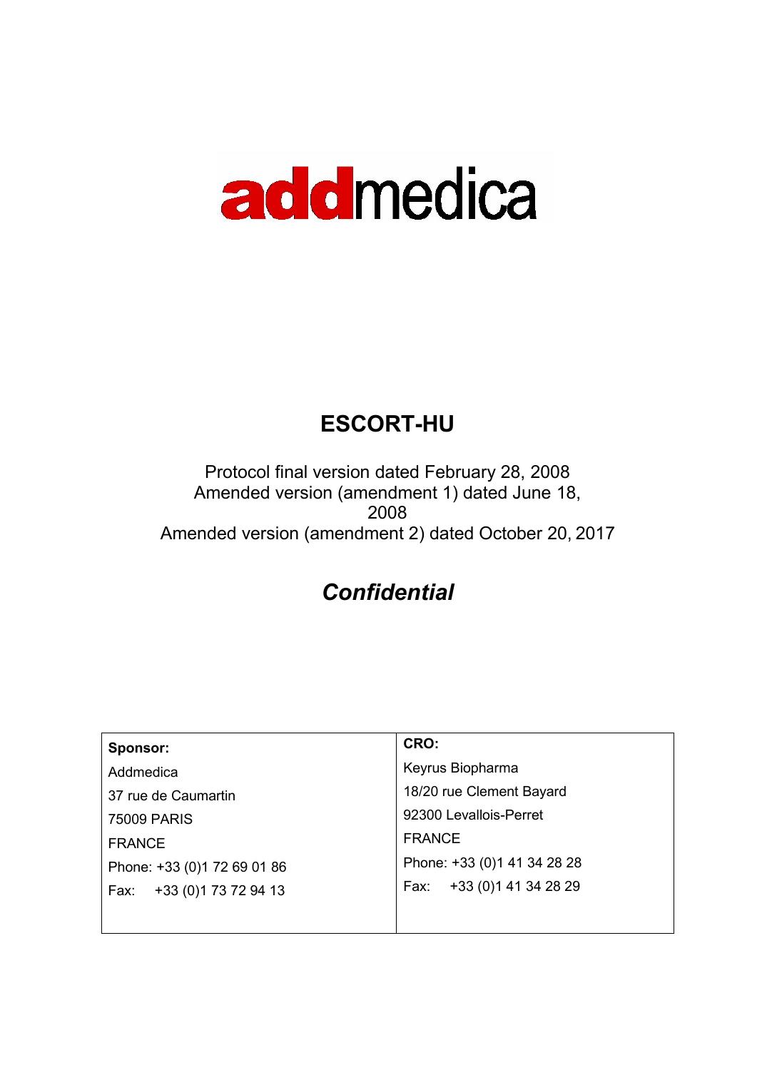addmedica

# ESCORT-HU

Protocol final version dated February 28, 2008
Amended version (amendment 1) dated June 18, 2008
Amended version (amendment 2) dated October 20, 2017

## *Confidential*

| **Sponsor:** | **CRO:** |
|---|---|
| Addmedica | Keyrus Biopharma |
| 37 rue de Caumartin | 18/20 rue Clement Bayard |
| 75009 PARIS | 92300 Levallois-Perret |
| FRANCE | FRANCE |
| Phone: +33 (0)1 72 69 01 86 | Phone: +33 (0)1 41 34 28 28 |
| Fax: +33 (0)1 73 72 94 13 | Fax: +33 (0)1 41 34 28 29 |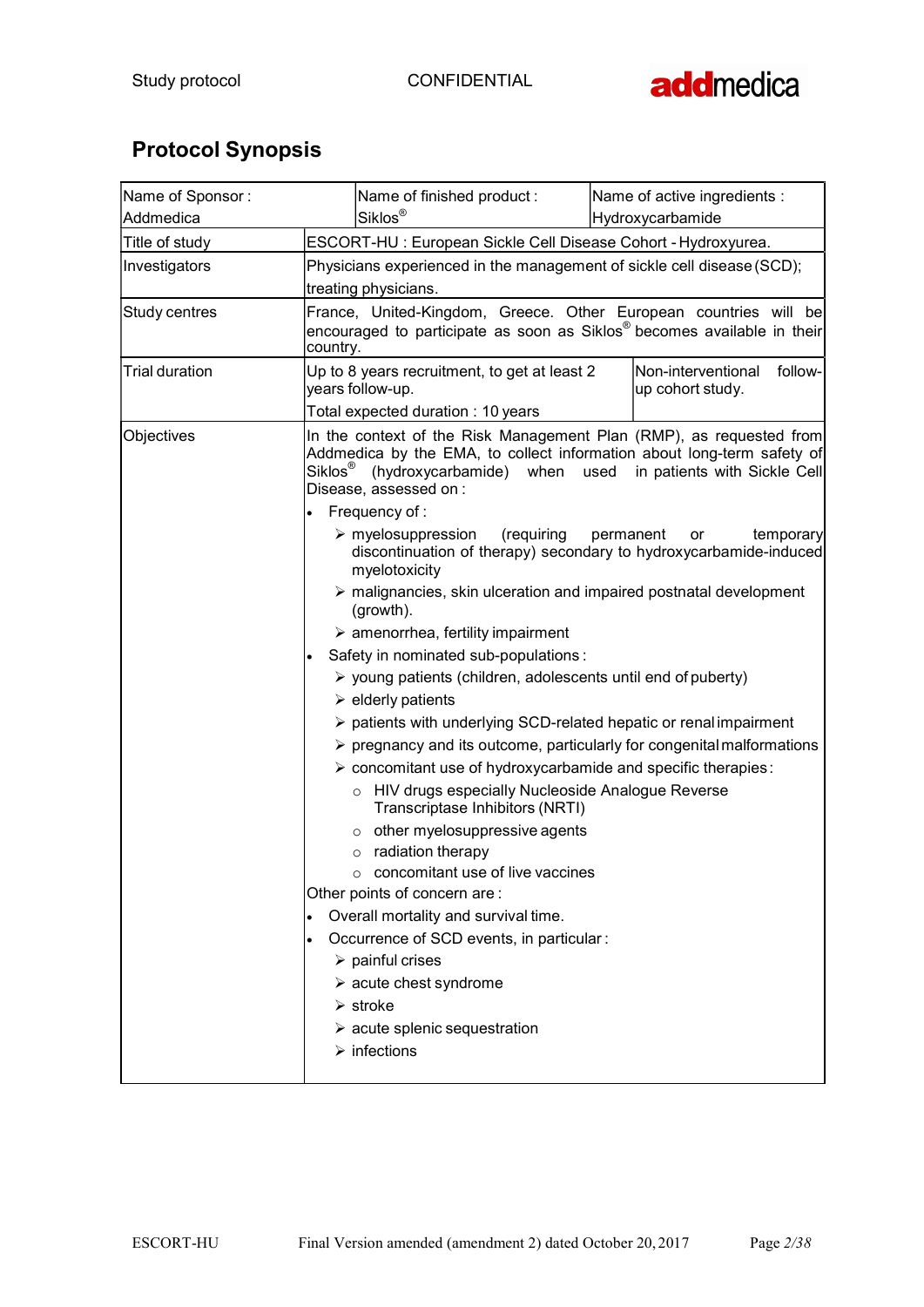## Protocol Synopsis

| Name of Sponsor : Addmedica | Name of finished product : Siklos® | Name of active ingredients : Hydroxycarbamide |
|---|---|---|
| Title of study | ESCORT-HU : European Sickle Cell Disease Cohort - Hydroxyurea. | |
| Investigators | Physicians experienced in the management of sickle cell disease (SCD); treating physicians. | |
| Study centres | France, United-Kingdom, Greece. Other European countries will be encouraged to participate as soon as Siklos® becomes available in their country. | |
| Trial duration | Up to 8 years recruitment, to get at least 2 years follow-up. Total expected duration : 10 years | Non-interventional follow-up cohort study. |
| Objectives | In the context of the Risk Management Plan (RMP), as requested from Addmedica by the EMA, to collect information about long-term safety of Siklos® (hydroxycarbamide) when used in patients with Sickle Cell Disease, assessed on :<br>• Frequency of :<br>➢ myelosuppression (requiring permanent or temporary discontinuation of therapy) secondary to hydroxycarbamide-induced myelotoxicity<br>➢ malignancies, skin ulceration and impaired postnatal development (growth).<br>➢ amenorrhea, fertility impairment<br>• Safety in nominated sub-populations :<br>➢ young patients (children, adolescents until end of puberty)<br>➢ elderly patients<br>➢ patients with underlying SCD-related hepatic or renal impairment<br>➢ pregnancy and its outcome, particularly for congenital malformations<br>➢ concomitant use of hydroxycarbamide and specific therapies :<br>○ HIV drugs especially Nucleoside Analogue Reverse Transcriptase Inhibitors (NRTI)<br>○ other myelosuppressive agents<br>○ radiation therapy<br>○ concomitant use of live vaccines<br>Other points of concern are :<br>• Overall mortality and survival time.<br>• Occurrence of SCD events, in particular :<br>➢ painful crises<br>➢ acute chest syndrome<br>➢ stroke<br>➢ acute splenic sequestration<br>➢ infections | |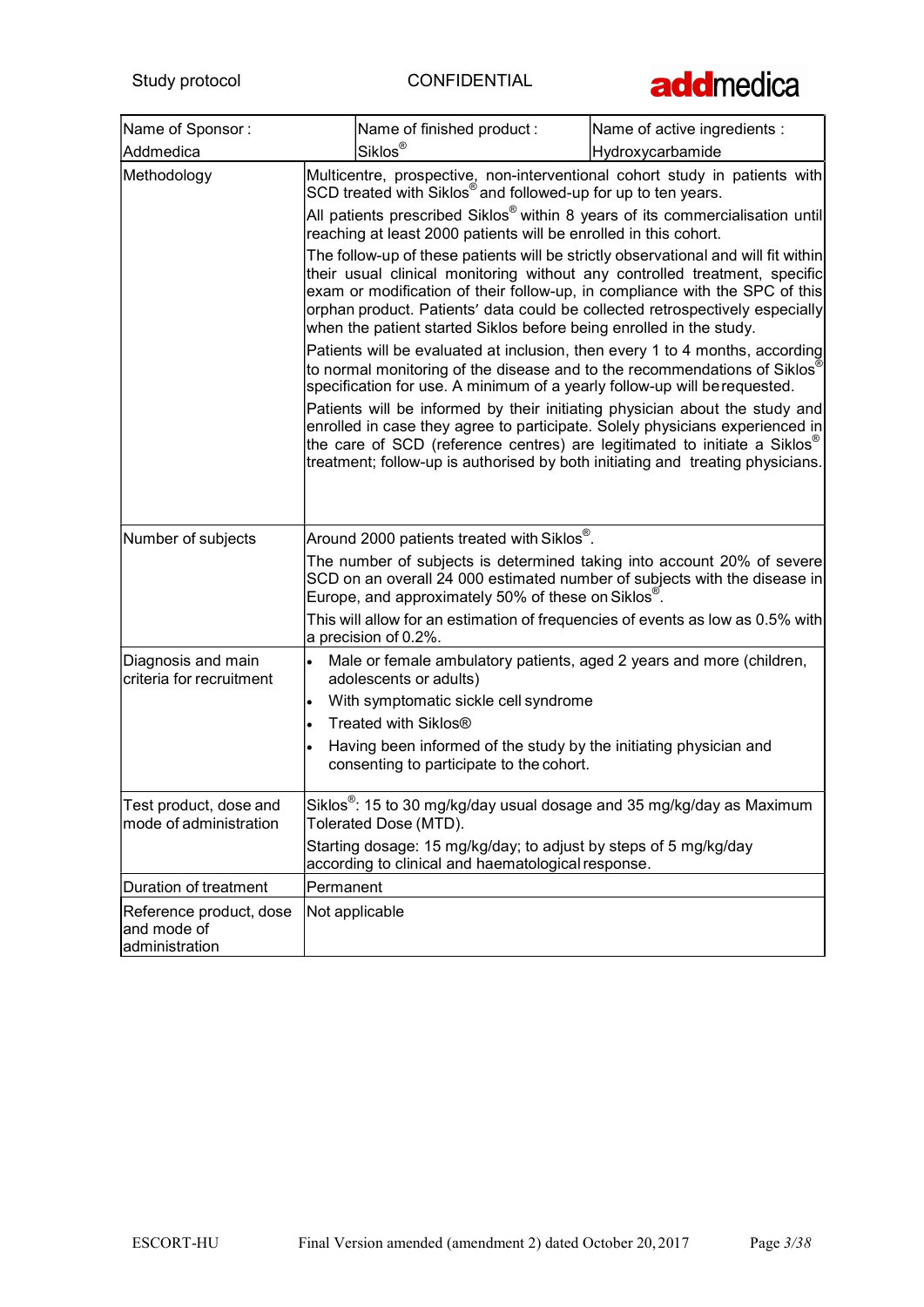| Name of Sponsor : Addmedica | Name of finished product : Siklos® | Name of active ingredients : Hydroxycarbamide |
|---|---|---|
| Methodology | Multicentre, prospective, non-interventional cohort study in patients with SCD treated with Siklos® and followed-up for up to ten years.<br><br>All patients prescribed Siklos® within 8 years of its commercialisation until reaching at least 2000 patients will be enrolled in this cohort.<br><br>The follow-up of these patients will be strictly observational and will fit within their usual clinical monitoring without any controlled treatment, specific exam or modification of their follow-up, in compliance with the SPC of this orphan product. Patients' data could be collected retrospectively especially when the patient started Siklos before being enrolled in the study.<br><br>Patients will be evaluated at inclusion, then every 1 to 4 months, according to normal monitoring of the disease and to the recommendations of Siklos® specification for use. A minimum of a yearly follow-up will be requested.<br><br>Patients will be informed by their initiating physician about the study and enrolled in case they agree to participate. Solely physicians experienced in the care of SCD (reference centres) are legitimated to initiate a Siklos® treatment; follow-up is authorised by both initiating and treating physicians. | |
| Number of subjects | Around 2000 patients treated with Siklos®.<br><br>The number of subjects is determined taking into account 20% of severe SCD on an overall 24 000 estimated number of subjects with the disease in Europe, and approximately 50% of these on Siklos®.<br><br>This will allow for an estimation of frequencies of events as low as 0.5% with a precision of 0.2%. | |
| Diagnosis and main criteria for recruitment | • Male or female ambulatory patients, aged 2 years and more (children, adolescents or adults)<br>• With symptomatic sickle cell syndrome<br>• Treated with Siklos®<br>• Having been informed of the study by the initiating physician and consenting to participate to the cohort. | |
| Test product, dose and mode of administration | Siklos®: 15 to 30 mg/kg/day usual dosage and 35 mg/kg/day as Maximum Tolerated Dose (MTD).<br><br>Starting dosage: 15 mg/kg/day; to adjust by steps of 5 mg/kg/day according to clinical and haematological response. | |
| Duration of treatment | Permanent | |
| Reference product, dose and mode of administration | Not applicable | |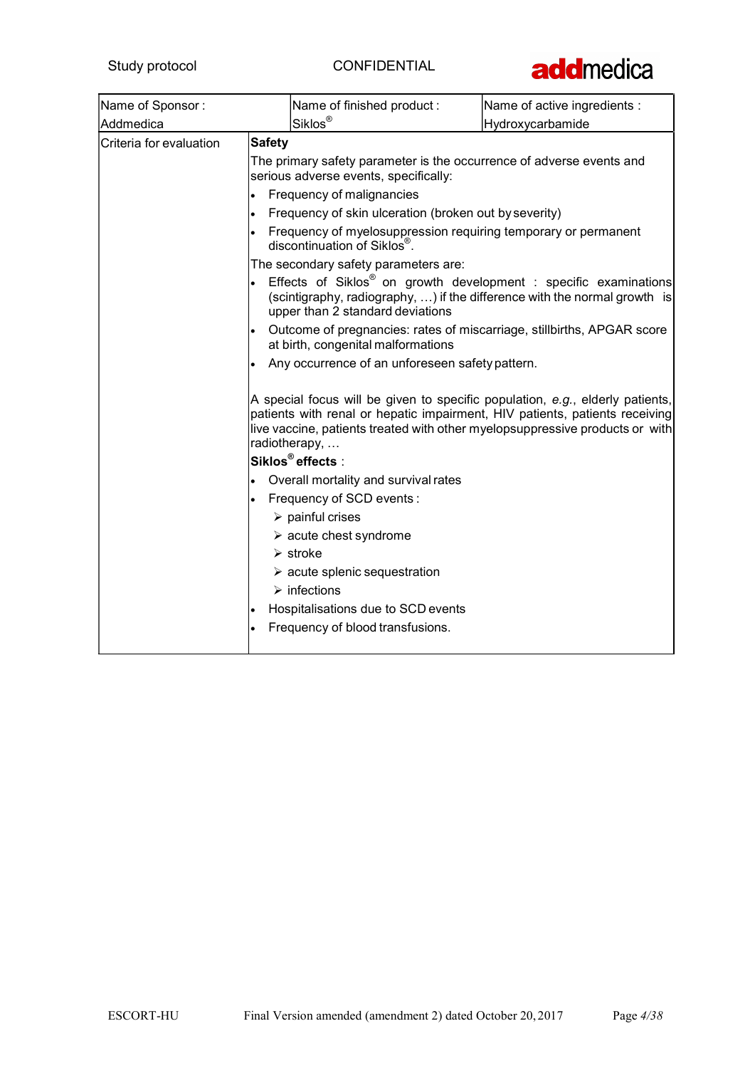| Name of Sponsor : Addmedica | Name of finished product : Siklos® | Name of active ingredients : Hydroxycarbamide |
|---|---|---|

| | |
|---|---|
| Criteria for evaluation | **Safety**<br>The primary safety parameter is the occurrence of adverse events and serious adverse events, specifically:<br>• Frequency of malignancies<br>• Frequency of skin ulceration (broken out by severity)<br>• Frequency of myelosuppression requiring temporary or permanent discontinuation of Siklos®.<br>The secondary safety parameters are:<br>• Effects of Siklos® on growth development : specific examinations (scintigraphy, radiography, …) if the difference with the normal growth is upper than 2 standard deviations<br>• Outcome of pregnancies: rates of miscarriage, stillbirths, APGAR score at birth, congenital malformations<br>• Any occurrence of an unforeseen safety pattern.<br><br>A special focus will be given to specific population, *e.g.*, elderly patients, patients with renal or hepatic impairment, HIV patients, patients receiving live vaccine, patients treated with other myelopsuppressive products or with radiotherapy, …<br>**Siklos® effects** :<br>• Overall mortality and survival rates<br>• Frequency of SCD events :<br>➢ painful crises<br>➢ acute chest syndrome<br>➢ stroke<br>➢ acute splenic sequestration<br>➢ infections<br>• Hospitalisations due to SCD events<br>• Frequency of blood transfusions. |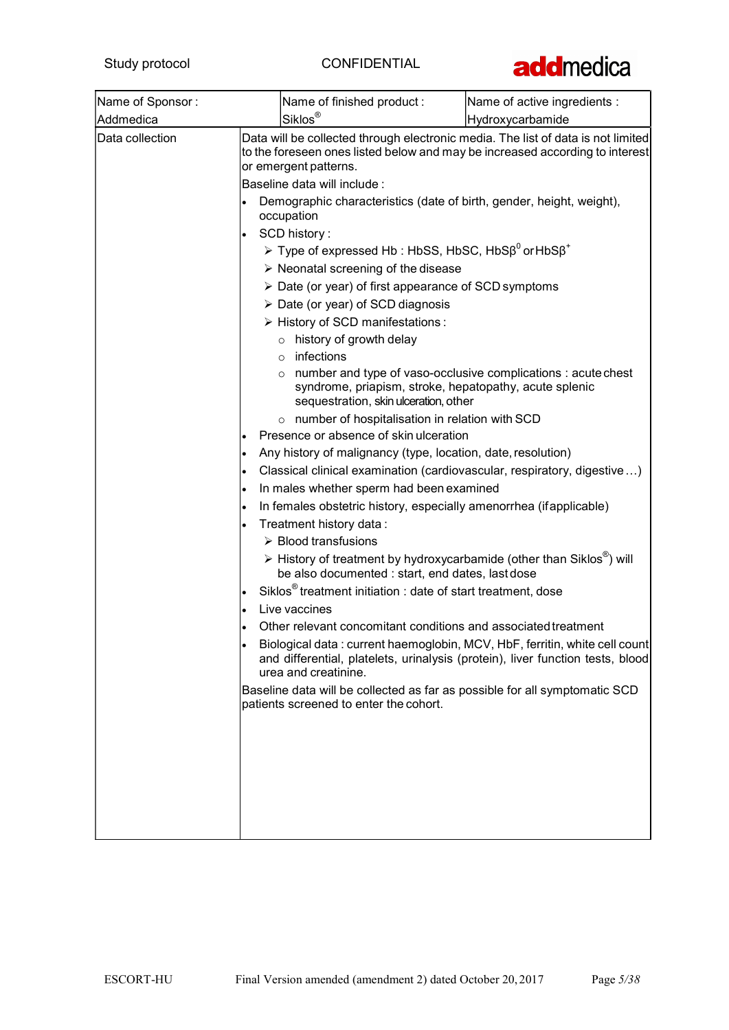| Name of Sponsor : Addmedica | Name of finished product : Siklos® | Name of active ingredients : Hydroxycarbamide |
|---|---|---|

**Data collection**

Data will be collected through electronic media. The list of data is not limited to the foreseen ones listed below and may be increased according to interest or emergent patterns.

Baseline data will include :

- Demographic characteristics (date of birth, gender, height, weight), occupation
- SCD history :
  - Type of expressed Hb : HbSS, HbSC, HbS$\beta^0$ or HbS$\beta^+$
  - Neonatal screening of the disease
  - Date (or year) of first appearance of SCD symptoms
  - Date (or year) of SCD diagnosis
  - History of SCD manifestations :
    - history of growth delay
    - infections
    - number and type of vaso-occlusive complications : acute chest syndrome, priapism, stroke, hepatopathy, acute splenic sequestration, skin ulceration, other
    - number of hospitalisation in relation with SCD
- Presence or absence of skin ulceration
- Any history of malignancy (type, location, date, resolution)
- Classical clinical examination (cardiovascular, respiratory, digestive …)
- In males whether sperm had been examined
- In females obstetric history, especially amenorrhea (if applicable)
- Treatment history data :
  - Blood transfusions
  - History of treatment by hydroxycarbamide (other than Siklos®) will be also documented : start, end dates, last dose
- Siklos® treatment initiation : date of start treatment, dose
- Live vaccines
- Other relevant concomitant conditions and associated treatment
- Biological data : current haemoglobin, MCV, HbF, ferritin, white cell count and differential, platelets, urinalysis (protein), liver function tests, blood urea and creatinine.

Baseline data will be collected as far as possible for all symptomatic SCD patients screened to enter the cohort.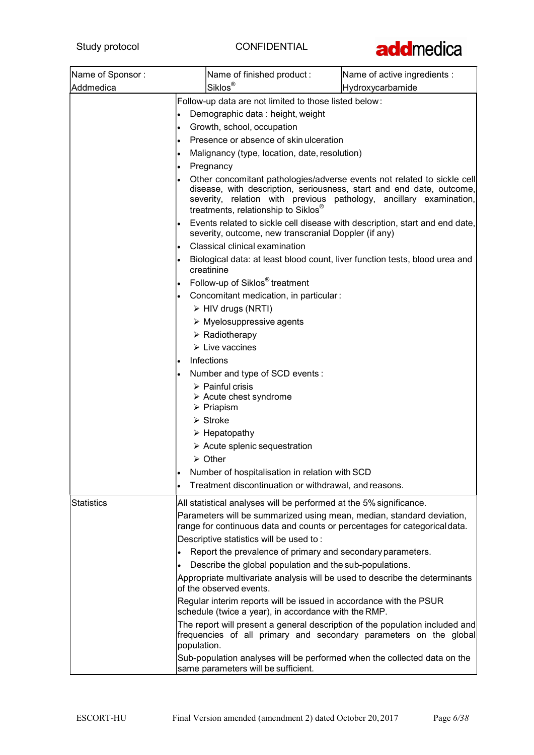| Name of Sponsor : Addmedica | Name of finished product : Siklos® | Name of active ingredients : Hydroxycarbamide |
|---|---|---|
| | Follow-up data are not limited to those listed below:<br>• Demographic data : height, weight<br>• Growth, school, occupation<br>• Presence or absence of skin ulceration<br>• Malignancy (type, location, date, resolution)<br>• Pregnancy<br>• Other concomitant pathologies/adverse events not related to sickle cell disease, with description, seriousness, start and end date, outcome, severity, relation with previous pathology, ancillary examination, treatments, relationship to Siklos®<br>• Events related to sickle cell disease with description, start and end date, severity, outcome, new transcranial Doppler (if any)<br>• Classical clinical examination<br>• Biological data: at least blood count, liver function tests, blood urea and creatinine<br>• Follow-up of Siklos® treatment<br>• Concomitant medication, in particular:<br>➢ HIV drugs (NRTI)<br>➢ Myelosuppressive agents<br>➢ Radiotherapy<br>➢ Live vaccines<br>• Infections<br>• Number and type of SCD events :<br>➢ Painful crisis<br>➢ Acute chest syndrome<br>➢ Priapism<br>➢ Stroke<br>➢ Hepatopathy<br>➢ Acute splenic sequestration<br>➢ Other<br>• Number of hospitalisation in relation with SCD<br>• Treatment discontinuation or withdrawal, and reasons. | |
| Statistics | All statistical analyses will be performed at the 5% significance.<br>Parameters will be summarized using mean, median, standard deviation, range for continuous data and counts or percentages for categorical data.<br>Descriptive statistics will be used to :<br>• Report the prevalence of primary and secondary parameters.<br>• Describe the global population and the sub-populations.<br>Appropriate multivariate analysis will be used to describe the determinants of the observed events.<br>Regular interim reports will be issued in accordance with the PSUR schedule (twice a year), in accordance with the RMP.<br>The report will present a general description of the population included and frequencies of all primary and secondary parameters on the global population.<br>Sub-population analyses will be performed when the collected data on the same parameters will be sufficient. | |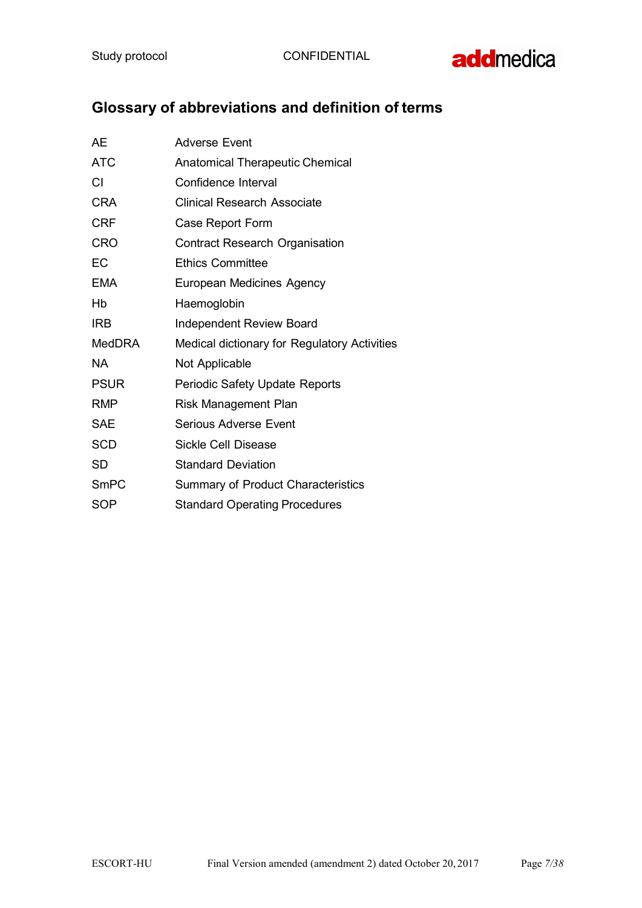## Glossary of abbreviations and definition of terms

| | |
|---|---|
| AE | Adverse Event |
| ATC | Anatomical Therapeutic Chemical |
| CI | Confidence Interval |
| CRA | Clinical Research Associate |
| CRF | Case Report Form |
| CRO | Contract Research Organisation |
| EC | Ethics Committee |
| EMA | European Medicines Agency |
| Hb | Haemoglobin |
| IRB | Independent Review Board |
| MedDRA | Medical dictionary for Regulatory Activities |
| NA | Not Applicable |
| PSUR | Periodic Safety Update Reports |
| RMP | Risk Management Plan |
| SAE | Serious Adverse Event |
| SCD | Sickle Cell Disease |
| SD | Standard Deviation |
| SmPC | Summary of Product Characteristics |
| SOP | Standard Operating Procedures |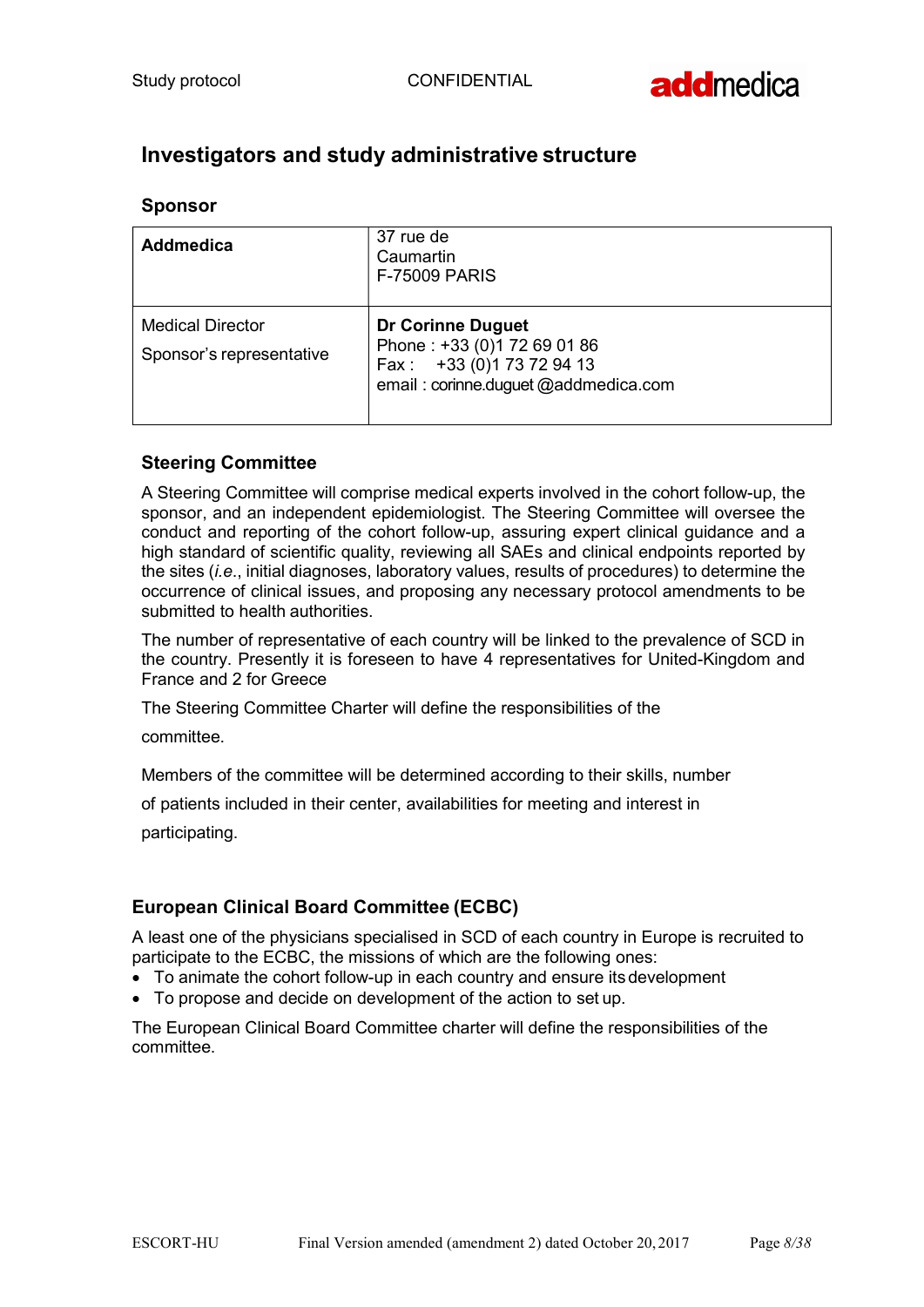# Investigators and study administrative structure

## Sponsor

| Addmedica | 37 rue de Caumartin F-75009 PARIS |
|---|---|
| Medical Director<br>Sponsor's representative | **Dr Corinne Duguet**<br>Phone : +33 (0)1 72 69 01 86<br>Fax : +33 (0)1 73 72 94 13<br>email : corinne.duguet @addmedica.com |

## Steering Committee

A Steering Committee will comprise medical experts involved in the cohort follow-up, the sponsor, and an independent epidemiologist. The Steering Committee will oversee the conduct and reporting of the cohort follow-up, assuring expert clinical guidance and a high standard of scientific quality, reviewing all SAEs and clinical endpoints reported by the sites (*i.e.*, initial diagnoses, laboratory values, results of procedures) to determine the occurrence of clinical issues, and proposing any necessary protocol amendments to be submitted to health authorities.

The number of representative of each country will be linked to the prevalence of SCD in the country. Presently it is foreseen to have 4 representatives for United-Kingdom and France and 2 for Greece

The Steering Committee Charter will define the responsibilities of the committee.

Members of the committee will be determined according to their skills, number of patients included in their center, availabilities for meeting and interest in participating.

## European Clinical Board Committee (ECBC)

A least one of the physicians specialised in SCD of each country in Europe is recruited to participate to the ECBC, the missions of which are the following ones:

- To animate the cohort follow-up in each country and ensure its development
- To propose and decide on development of the action to set up.

The European Clinical Board Committee charter will define the responsibilities of the committee.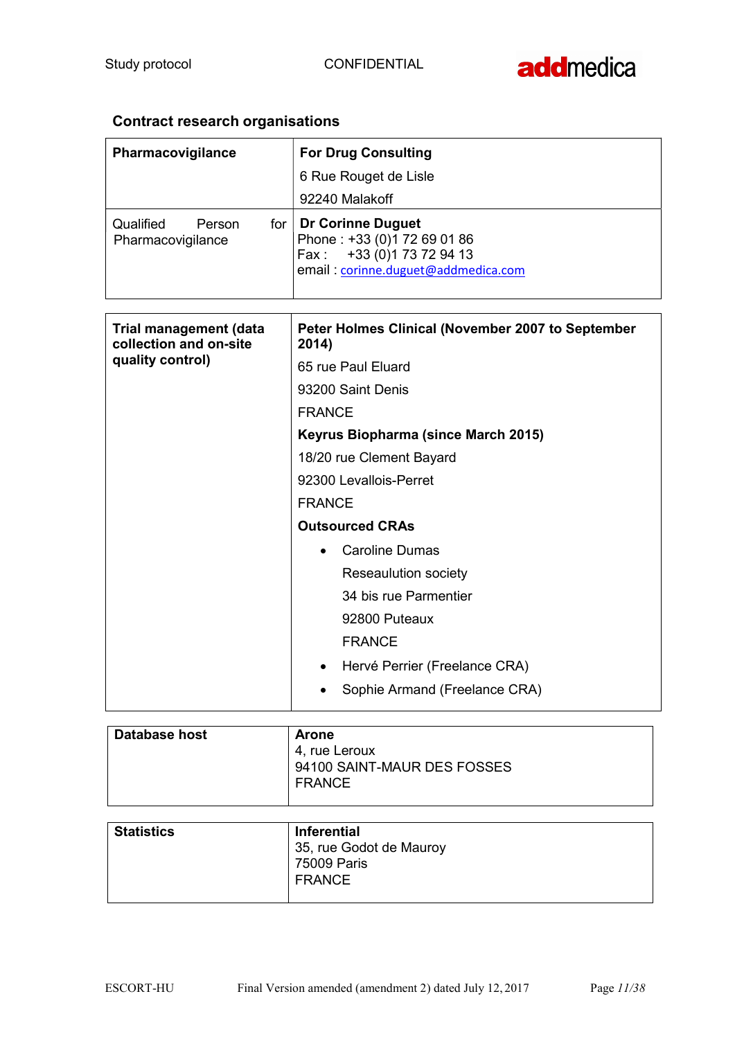## Contract research organisations

| | |
|---|---|
| **Pharmacovigilance** | **For Drug Consulting**<br>6 Rue Rouget de Lisle<br>92240 Malakoff |
| Qualified Person for Pharmacovigilance | **Dr Corinne Duguet**<br>Phone : +33 (0)1 72 69 01 86<br>Fax : +33 (0)1 73 72 94 13<br>email : corinne.duguet@addmedica.com |

| | |
|---|---|
| **Trial management (data collection and on-site quality control)** | **Peter Holmes Clinical (November 2007 to September 2014)**<br>65 rue Paul Eluard<br>93200 Saint Denis<br>FRANCE<br>**Keyrus Biopharma (since March 2015)**<br>18/20 rue Clement Bayard<br>92300 Levallois-Perret<br>FRANCE<br>**Outsourced CRAs**<br>• Caroline Dumas<br>Reseaulution society<br>34 bis rue Parmentier<br>92800 Puteaux<br>FRANCE<br>• Hervé Perrier (Freelance CRA)<br>• Sophie Armand (Freelance CRA) |

| | |
|---|---|
| **Database host** | **Arone**<br>4, rue Leroux<br>94100 SAINT-MAUR DES FOSSES<br>FRANCE |

| | |
|---|---|
| **Statistics** | **Inferential**<br>35, rue Godot de Mauroy<br>75009 Paris<br>FRANCE |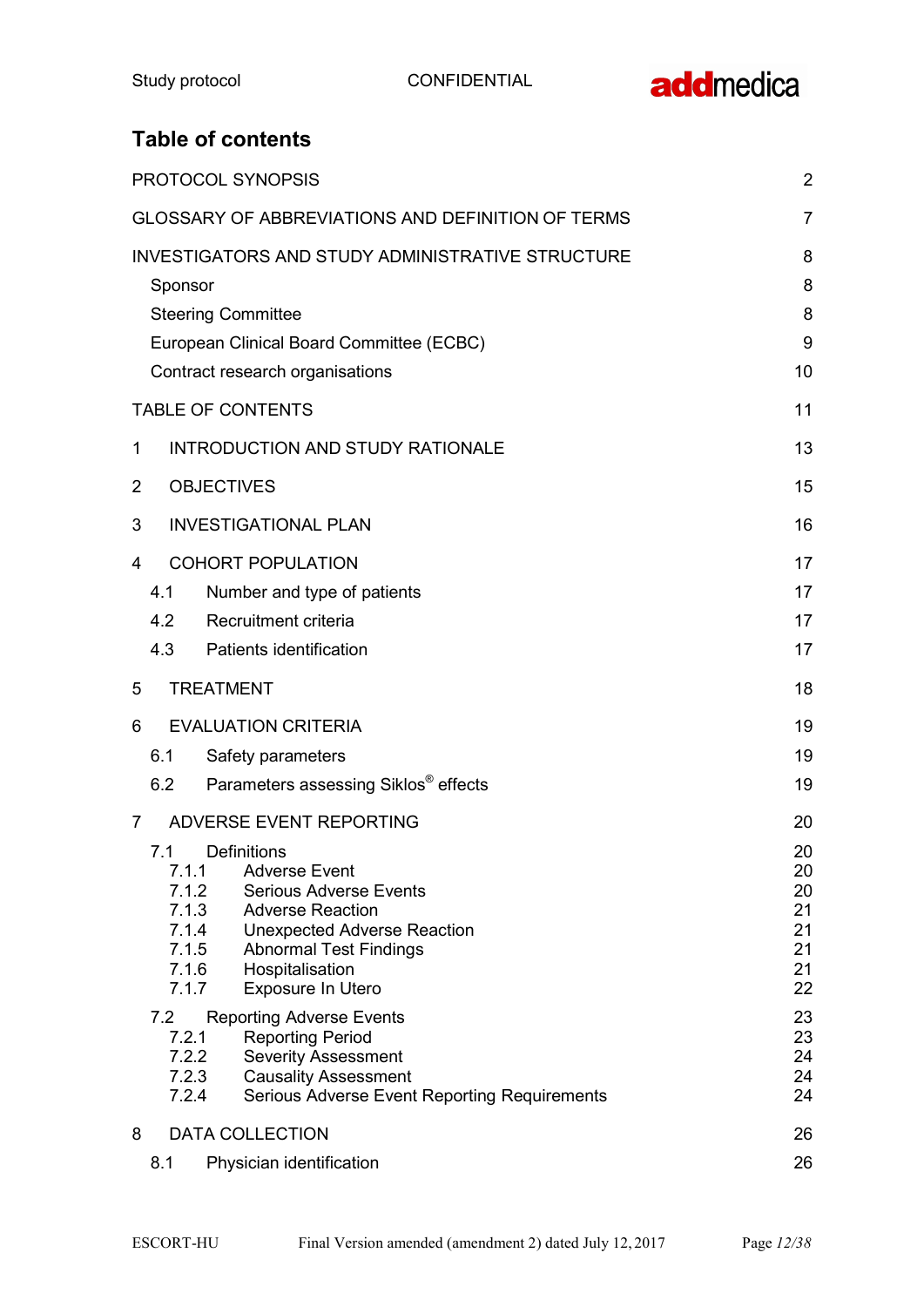## Table of contents

| | |
|---|---:|
| PROTOCOL SYNOPSIS | 2 |
| GLOSSARY OF ABBREVIATIONS AND DEFINITION OF TERMS | 7 |
| INVESTIGATORS AND STUDY ADMINISTRATIVE STRUCTURE | 8 |
| Sponsor | 8 |
| Steering Committee | 8 |
| European Clinical Board Committee (ECBC) | 9 |
| Contract research organisations | 10 |
| TABLE OF CONTENTS | 11 |
| 1 INTRODUCTION AND STUDY RATIONALE | 13 |
| 2 OBJECTIVES | 15 |
| 3 INVESTIGATIONAL PLAN | 16 |
| 4 COHORT POPULATION | 17 |
| 4.1 Number and type of patients | 17 |
| 4.2 Recruitment criteria | 17 |
| 4.3 Patients identification | 17 |
| 5 TREATMENT | 18 |
| 6 EVALUATION CRITERIA | 19 |
| 6.1 Safety parameters | 19 |
| 6.2 Parameters assessing Siklos® effects | 19 |
| 7 ADVERSE EVENT REPORTING | 20 |
| 7.1 Definitions | 20 |
| 7.1.1 Adverse Event | 20 |
| 7.1.2 Serious Adverse Events | 20 |
| 7.1.3 Adverse Reaction | 21 |
| 7.1.4 Unexpected Adverse Reaction | 21 |
| 7.1.5 Abnormal Test Findings | 21 |
| 7.1.6 Hospitalisation | 21 |
| 7.1.7 Exposure In Utero | 22 |
| 7.2 Reporting Adverse Events | 23 |
| 7.2.1 Reporting Period | 23 |
| 7.2.2 Severity Assessment | 24 |
| 7.2.3 Causality Assessment | 24 |
| 7.2.4 Serious Adverse Event Reporting Requirements | 24 |
| 8 DATA COLLECTION | 26 |
| 8.1 Physician identification | 26 |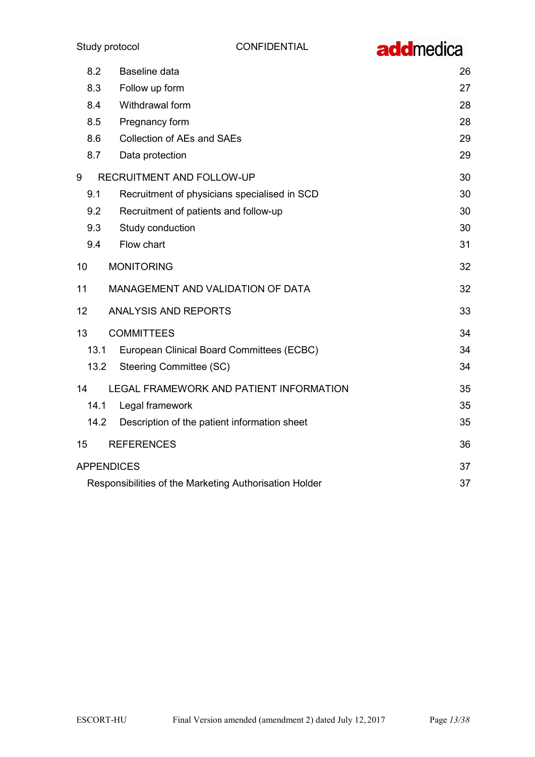| | | |
|---|---|---|
| 8.2 | Baseline data | 26 |
| 8.3 | Follow up form | 27 |
| 8.4 | Withdrawal form | 28 |
| 8.5 | Pregnancy form | 28 |
| 8.6 | Collection of AEs and SAEs | 29 |
| 8.7 | Data protection | 29 |
| 9 | RECRUITMENT AND FOLLOW-UP | 30 |
| 9.1 | Recruitment of physicians specialised in SCD | 30 |
| 9.2 | Recruitment of patients and follow-up | 30 |
| 9.3 | Study conduction | 30 |
| 9.4 | Flow chart | 31 |
| 10 | MONITORING | 32 |
| 11 | MANAGEMENT AND VALIDATION OF DATA | 32 |
| 12 | ANALYSIS AND REPORTS | 33 |
| 13 | COMMITTEES | 34 |
| 13.1 | European Clinical Board Committees (ECBC) | 34 |
| 13.2 | Steering Committee (SC) | 34 |
| 14 | LEGAL FRAMEWORK AND PATIENT INFORMATION | 35 |
| 14.1 | Legal framework | 35 |
| 14.2 | Description of the patient information sheet | 35 |
| 15 | REFERENCES | 36 |
| APPENDICES | | 37 |
| Responsibilities of the Marketing Authorisation Holder | | 37 |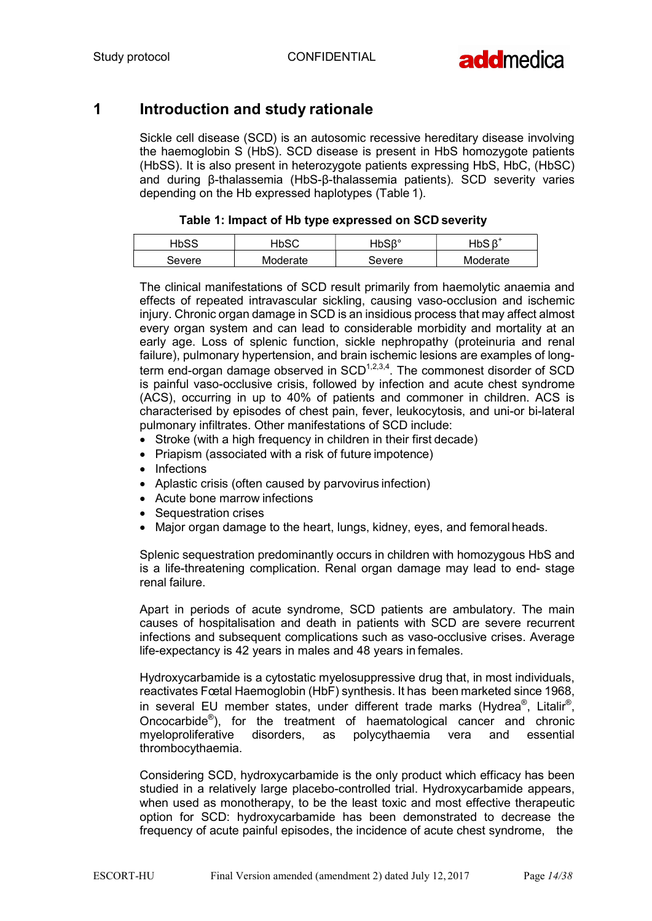# 1 Introduction and study rationale

Sickle cell disease (SCD) is an autosomic recessive hereditary disease involving the haemoglobin S (HbS). SCD disease is present in HbS homozygote patients (HbSS). It is also present in heterozygote patients expressing HbS, HbC, (HbSC) and during β-thalassemia (HbS-β-thalassemia patients). SCD severity varies depending on the Hb expressed haplotypes (Table 1).

**Table 1: Impact of Hb type expressed on SCD severity**

| HbSS | HbSC | HbSβ° | HbS $\beta^{+}$ |
|---|---|---|---|
| Severe | Moderate | Severe | Moderate |

The clinical manifestations of SCD result primarily from haemolytic anaemia and effects of repeated intravascular sickling, causing vaso-occlusion and ischemic injury. Chronic organ damage in SCD is an insidious process that may affect almost every organ system and can lead to considerable morbidity and mortality at an early age. Loss of splenic function, sickle nephropathy (proteinuria and renal failure), pulmonary hypertension, and brain ischemic lesions are examples of long-term end-organ damage observed in SCD[1,2,3,4]. The commonest disorder of SCD is painful vaso-occlusive crisis, followed by infection and acute chest syndrome (ACS), occurring in up to 40% of patients and commoner in children. ACS is characterised by episodes of chest pain, fever, leukocytosis, and uni-or bi-lateral pulmonary infiltrates. Other manifestations of SCD include:

- Stroke (with a high frequency in children in their first decade)
- Priapism (associated with a risk of future impotence)
- Infections
- Aplastic crisis (often caused by parvovirus infection)
- Acute bone marrow infections
- Sequestration crises
- Major organ damage to the heart, lungs, kidney, eyes, and femoral heads.

Splenic sequestration predominantly occurs in children with homozygous HbS and is a life-threatening complication. Renal organ damage may lead to end- stage renal failure.

Apart in periods of acute syndrome, SCD patients are ambulatory. The main causes of hospitalisation and death in patients with SCD are severe recurrent infections and subsequent complications such as vaso-occlusive crises. Average life-expectancy is 42 years in males and 48 years in females.

Hydroxycarbamide is a cytostatic myelosuppressive drug that, in most individuals, reactivates Fœtal Haemoglobin (HbF) synthesis. It has been marketed since 1968, in several EU member states, under different trade marks (Hydrea®, Litalir®, Oncocarbide®), for the treatment of haematological cancer and chronic myeloproliferative disorders, as polycythaemia vera and essential thrombocythaemia.

Considering SCD, hydroxycarbamide is the only product which efficacy has been studied in a relatively large placebo-controlled trial. Hydroxycarbamide appears, when used as monotherapy, to be the least toxic and most effective therapeutic option for SCD: hydroxycarbamide has been demonstrated to decrease the frequency of acute painful episodes, the incidence of acute chest syndrome, the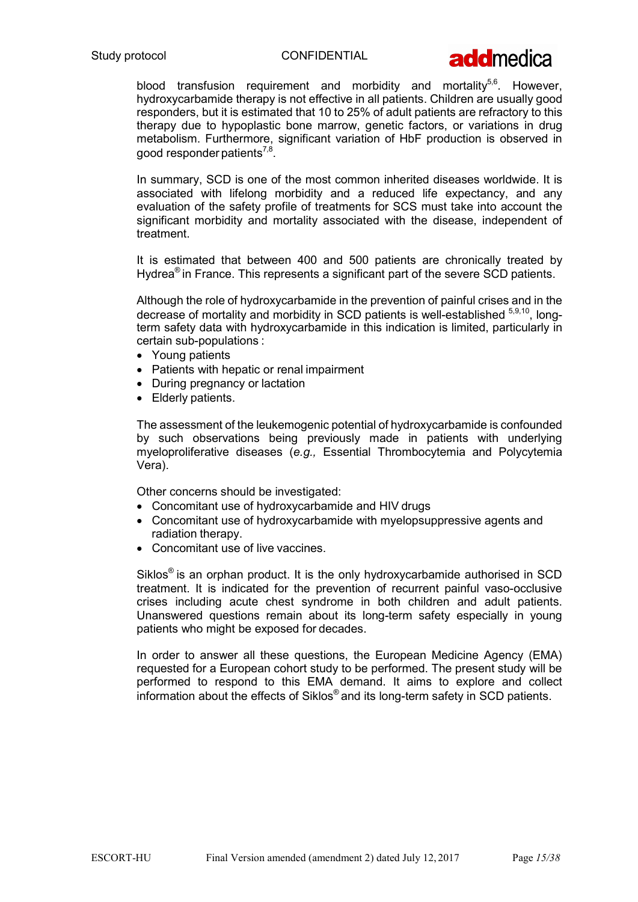blood transfusion requirement and morbidity and mortality[5,6]. However, hydroxycarbamide therapy is not effective in all patients. Children are usually good responders, but it is estimated that 10 to 25% of adult patients are refractory to this therapy due to hypoplastic bone marrow, genetic factors, or variations in drug metabolism. Furthermore, significant variation of HbF production is observed in good responder patients[7,8].

In summary, SCD is one of the most common inherited diseases worldwide. It is associated with lifelong morbidity and a reduced life expectancy, and any evaluation of the safety profile of treatments for SCS must take into account the significant morbidity and mortality associated with the disease, independent of treatment.

It is estimated that between 400 and 500 patients are chronically treated by Hydrea® in France. This represents a significant part of the severe SCD patients.

Although the role of hydroxycarbamide in the prevention of painful crises and in the decrease of mortality and morbidity in SCD patients is well-established [5,9,10], long-term safety data with hydroxycarbamide in this indication is limited, particularly in certain sub-populations :

- Young patients
- Patients with hepatic or renal impairment
- During pregnancy or lactation
- Elderly patients.

The assessment of the leukemogenic potential of hydroxycarbamide is confounded by such observations being previously made in patients with underlying myeloproliferative diseases (*e.g.,* Essential Thrombocytemia and Polycytemia Vera).

Other concerns should be investigated:

- Concomitant use of hydroxycarbamide and HIV drugs
- Concomitant use of hydroxycarbamide with myelopsuppressive agents and radiation therapy.
- Concomitant use of live vaccines.

Siklos® is an orphan product. It is the only hydroxycarbamide authorised in SCD treatment. It is indicated for the prevention of recurrent painful vaso-occlusive crises including acute chest syndrome in both children and adult patients. Unanswered questions remain about its long-term safety especially in young patients who might be exposed for decades.

In order to answer all these questions, the European Medicine Agency (EMA) requested for a European cohort study to be performed. The present study will be performed to respond to this EMA demand. It aims to explore and collect information about the effects of Siklos® and its long-term safety in SCD patients.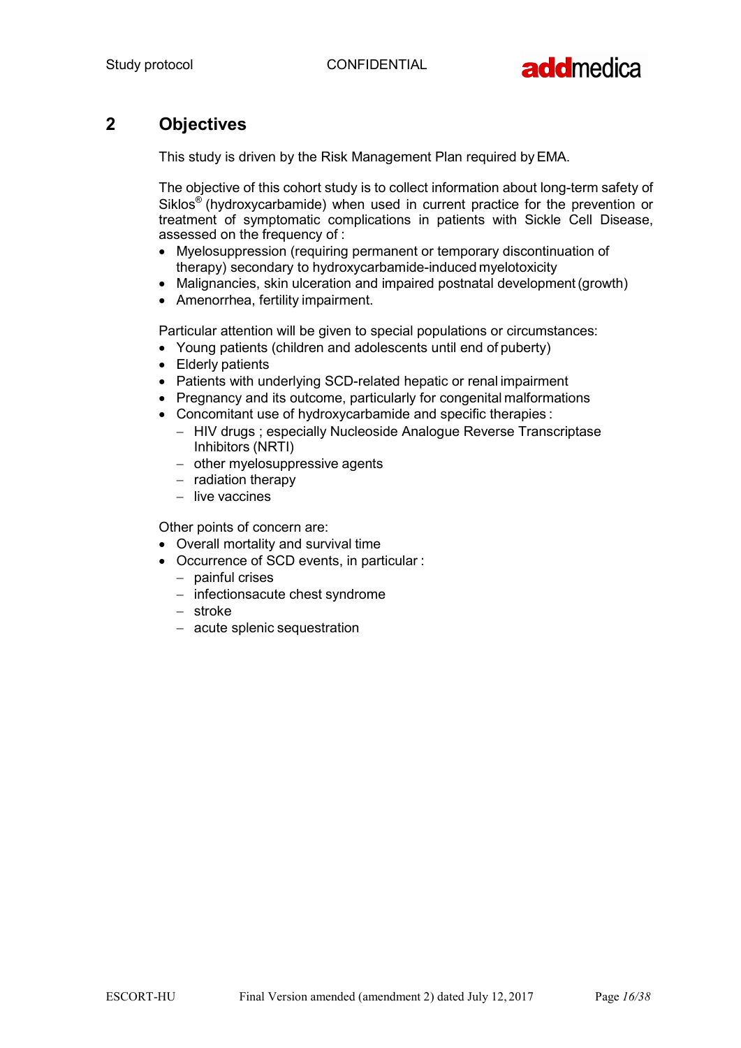# 2 Objectives

This study is driven by the Risk Management Plan required by EMA.

The objective of this cohort study is to collect information about long-term safety of Siklos® (hydroxycarbamide) when used in current practice for the prevention or treatment of symptomatic complications in patients with Sickle Cell Disease, assessed on the frequency of :

- Myelosuppression (requiring permanent or temporary discontinuation of therapy) secondary to hydroxycarbamide-induced myelotoxicity
- Malignancies, skin ulceration and impaired postnatal development (growth)
- Amenorrhea, fertility impairment.

Particular attention will be given to special populations or circumstances:

- Young patients (children and adolescents until end of puberty)
- Elderly patients
- Patients with underlying SCD-related hepatic or renal impairment
- Pregnancy and its outcome, particularly for congenital malformations
- Concomitant use of hydroxycarbamide and specific therapies :
  - HIV drugs ; especially Nucleoside Analogue Reverse Transcriptase Inhibitors (NRTI)
  - other myelosuppressive agents
  - radiation therapy
  - live vaccines

Other points of concern are:

- Overall mortality and survival time
- Occurrence of SCD events, in particular :
  - painful crises
  - infectionsacute chest syndrome
  - stroke
  - acute splenic sequestration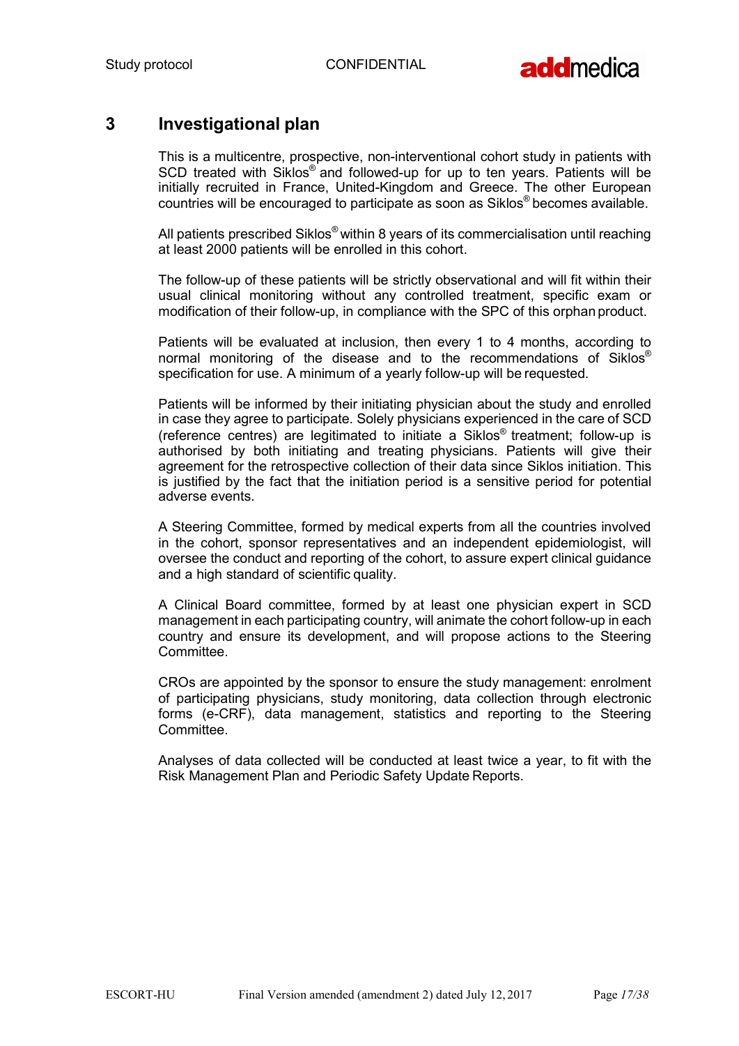# 3 Investigational plan

This is a multicentre, prospective, non-interventional cohort study in patients with SCD treated with Siklos® and followed-up for up to ten years. Patients will be initially recruited in France, United-Kingdom and Greece. The other European countries will be encouraged to participate as soon as Siklos® becomes available.

All patients prescribed Siklos® within 8 years of its commercialisation until reaching at least 2000 patients will be enrolled in this cohort.

The follow-up of these patients will be strictly observational and will fit within their usual clinical monitoring without any controlled treatment, specific exam or modification of their follow-up, in compliance with the SPC of this orphan product.

Patients will be evaluated at inclusion, then every 1 to 4 months, according to normal monitoring of the disease and to the recommendations of Siklos® specification for use. A minimum of a yearly follow-up will be requested.

Patients will be informed by their initiating physician about the study and enrolled in case they agree to participate. Solely physicians experienced in the care of SCD (reference centres) are legitimated to initiate a Siklos® treatment; follow-up is authorised by both initiating and treating physicians. Patients will give their agreement for the retrospective collection of their data since Siklos initiation. This is justified by the fact that the initiation period is a sensitive period for potential adverse events.

A Steering Committee, formed by medical experts from all the countries involved in the cohort, sponsor representatives and an independent epidemiologist, will oversee the conduct and reporting of the cohort, to assure expert clinical guidance and a high standard of scientific quality.

A Clinical Board committee, formed by at least one physician expert in SCD management in each participating country, will animate the cohort follow-up in each country and ensure its development, and will propose actions to the Steering Committee.

CROs are appointed by the sponsor to ensure the study management: enrolment of participating physicians, study monitoring, data collection through electronic forms (e-CRF), data management, statistics and reporting to the Steering Committee.

Analyses of data collected will be conducted at least twice a year, to fit with the Risk Management Plan and Periodic Safety Update Reports.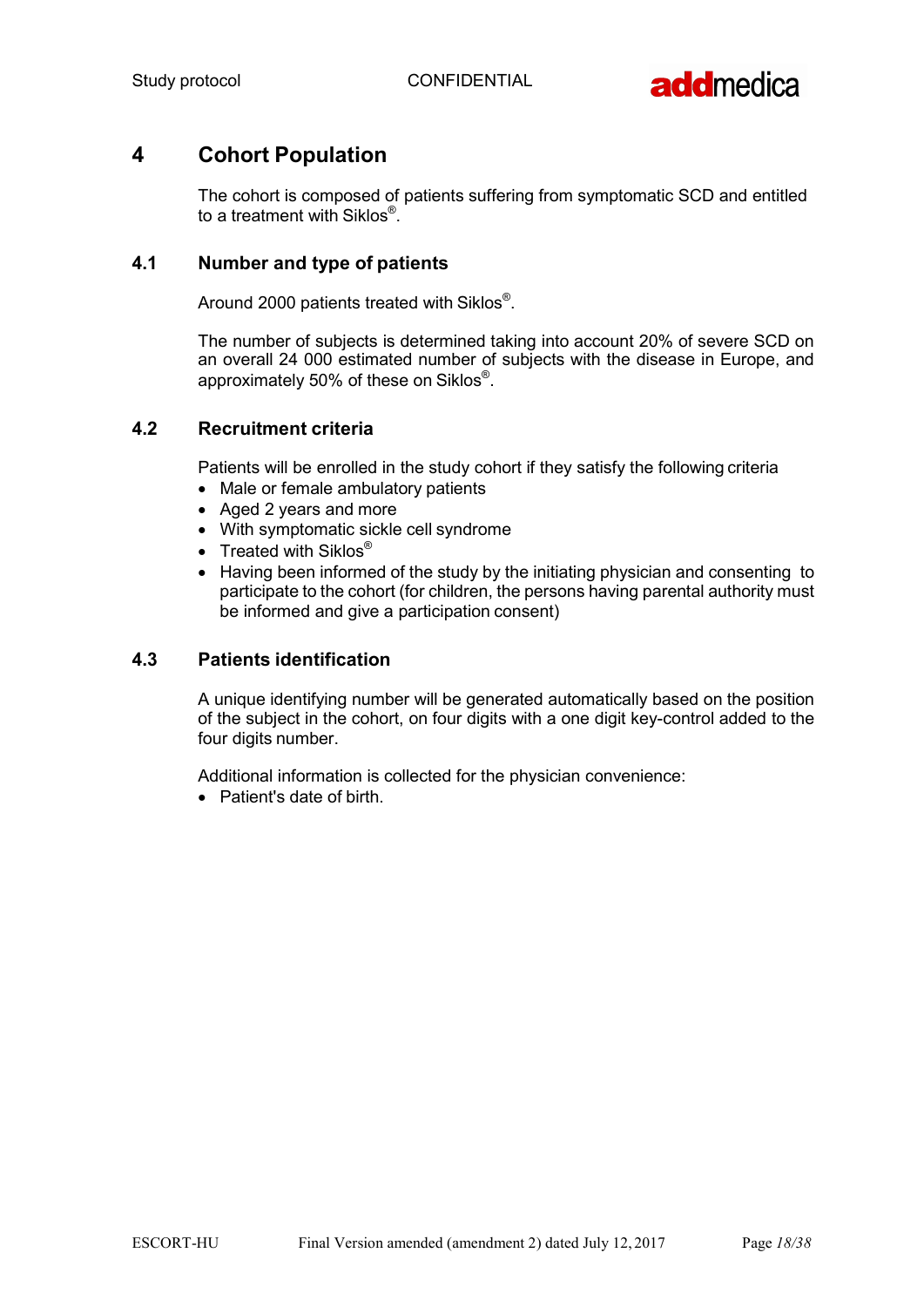# 4 Cohort Population

The cohort is composed of patients suffering from symptomatic SCD and entitled to a treatment with Siklos®.

## 4.1 Number and type of patients

Around 2000 patients treated with Siklos®.

The number of subjects is determined taking into account 20% of severe SCD on an overall 24 000 estimated number of subjects with the disease in Europe, and approximately 50% of these on Siklos®.

## 4.2 Recruitment criteria

Patients will be enrolled in the study cohort if they satisfy the following criteria

- Male or female ambulatory patients
- Aged 2 years and more
- With symptomatic sickle cell syndrome
- Treated with Siklos®
- Having been informed of the study by the initiating physician and consenting to participate to the cohort (for children, the persons having parental authority must be informed and give a participation consent)

## 4.3 Patients identification

A unique identifying number will be generated automatically based on the position of the subject in the cohort, on four digits with a one digit key-control added to the four digits number.

Additional information is collected for the physician convenience:

- Patient's date of birth.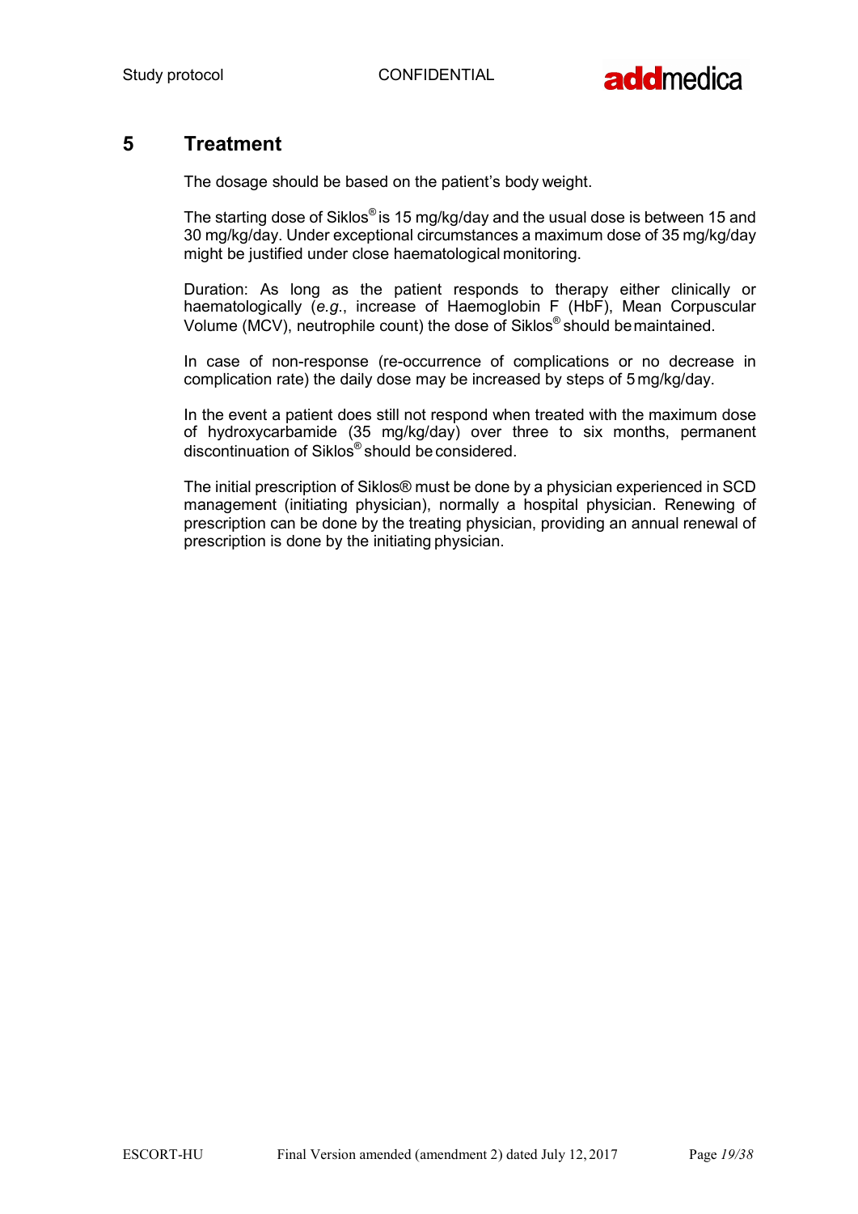# 5 Treatment

The dosage should be based on the patient's body weight.

The starting dose of Siklos® is 15 mg/kg/day and the usual dose is between 15 and 30 mg/kg/day. Under exceptional circumstances a maximum dose of 35 mg/kg/day might be justified under close haematological monitoring.

Duration: As long as the patient responds to therapy either clinically or haematologically (*e.g*., increase of Haemoglobin F (HbF), Mean Corpuscular Volume (MCV), neutrophile count) the dose of Siklos® should be maintained.

In case of non-response (re-occurrence of complications or no decrease in complication rate) the daily dose may be increased by steps of 5 mg/kg/day.

In the event a patient does still not respond when treated with the maximum dose of hydroxycarbamide (35 mg/kg/day) over three to six months, permanent discontinuation of Siklos® should be considered.

The initial prescription of Siklos® must be done by a physician experienced in SCD management (initiating physician), normally a hospital physician. Renewing of prescription can be done by the treating physician, providing an annual renewal of prescription is done by the initiating physician.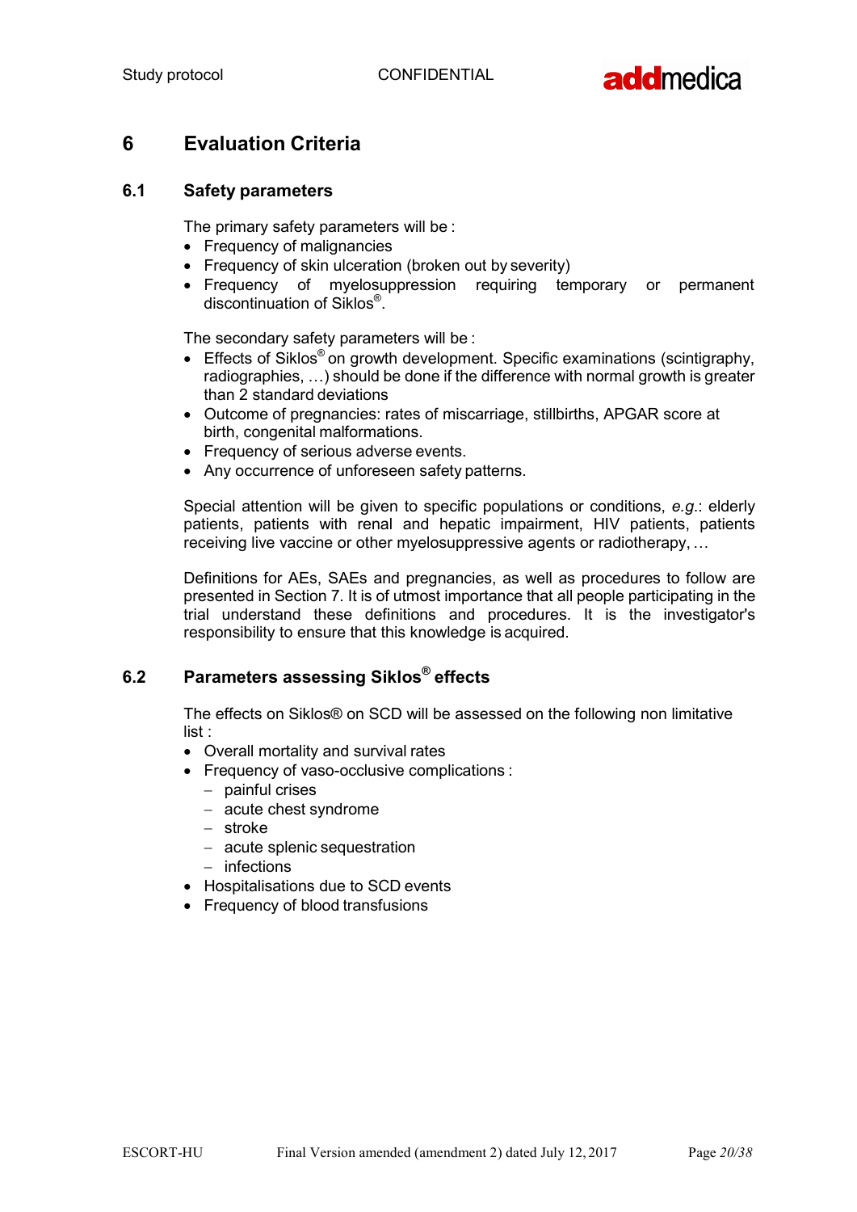# 6 Evaluation Criteria

## 6.1 Safety parameters

The primary safety parameters will be :

- Frequency of malignancies
- Frequency of skin ulceration (broken out by severity)
- Frequency of myelosuppression requiring temporary or permanent discontinuation of Siklos®.

The secondary safety parameters will be :

- Effects of Siklos® on growth development. Specific examinations (scintigraphy, radiographies, …) should be done if the difference with normal growth is greater than 2 standard deviations
- Outcome of pregnancies: rates of miscarriage, stillbirths, APGAR score at birth, congenital malformations.
- Frequency of serious adverse events.
- Any occurrence of unforeseen safety patterns.

Special attention will be given to specific populations or conditions, *e.g.*: elderly patients, patients with renal and hepatic impairment, HIV patients, patients receiving live vaccine or other myelosuppressive agents or radiotherapy, …

Definitions for AEs, SAEs and pregnancies, as well as procedures to follow are presented in Section 7. It is of utmost importance that all people participating in the trial understand these definitions and procedures. It is the investigator's responsibility to ensure that this knowledge is acquired.

## 6.2 Parameters assessing Siklos® effects

The effects on Siklos® on SCD will be assessed on the following non limitative list :

- Overall mortality and survival rates
- Frequency of vaso-occlusive complications :
  - painful crises
  - acute chest syndrome
  - stroke
  - acute splenic sequestration
  - infections
- Hospitalisations due to SCD events
- Frequency of blood transfusions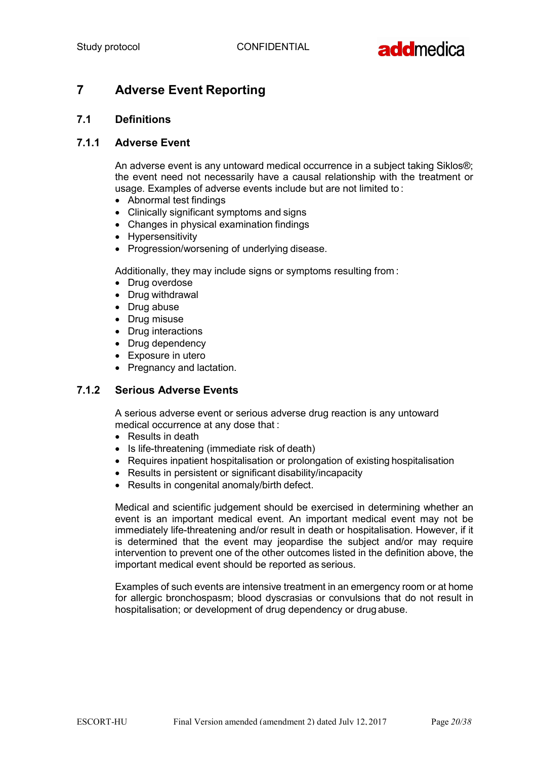# 7 Adverse Event Reporting

## 7.1 Definitions

### 7.1.1 Adverse Event

An adverse event is any untoward medical occurrence in a subject taking Siklos®; the event need not necessarily have a causal relationship with the treatment or usage. Examples of adverse events include but are not limited to :

- Abnormal test findings
- Clinically significant symptoms and signs
- Changes in physical examination findings
- Hypersensitivity
- Progression/worsening of underlying disease.

Additionally, they may include signs or symptoms resulting from :

- Drug overdose
- Drug withdrawal
- Drug abuse
- Drug misuse
- Drug interactions
- Drug dependency
- Exposure in utero
- Pregnancy and lactation.

### 7.1.2 Serious Adverse Events

A serious adverse event or serious adverse drug reaction is any untoward medical occurrence at any dose that :

- Results in death
- Is life-threatening (immediate risk of death)
- Requires inpatient hospitalisation or prolongation of existing hospitalisation
- Results in persistent or significant disability/incapacity
- Results in congenital anomaly/birth defect.

Medical and scientific judgement should be exercised in determining whether an event is an important medical event. An important medical event may not be immediately life-threatening and/or result in death or hospitalisation. However, if it is determined that the event may jeopardise the subject and/or may require intervention to prevent one of the other outcomes listed in the definition above, the important medical event should be reported as serious.

Examples of such events are intensive treatment in an emergency room or at home for allergic bronchospasm; blood dyscrasias or convulsions that do not result in hospitalisation; or development of drug dependency or drug abuse.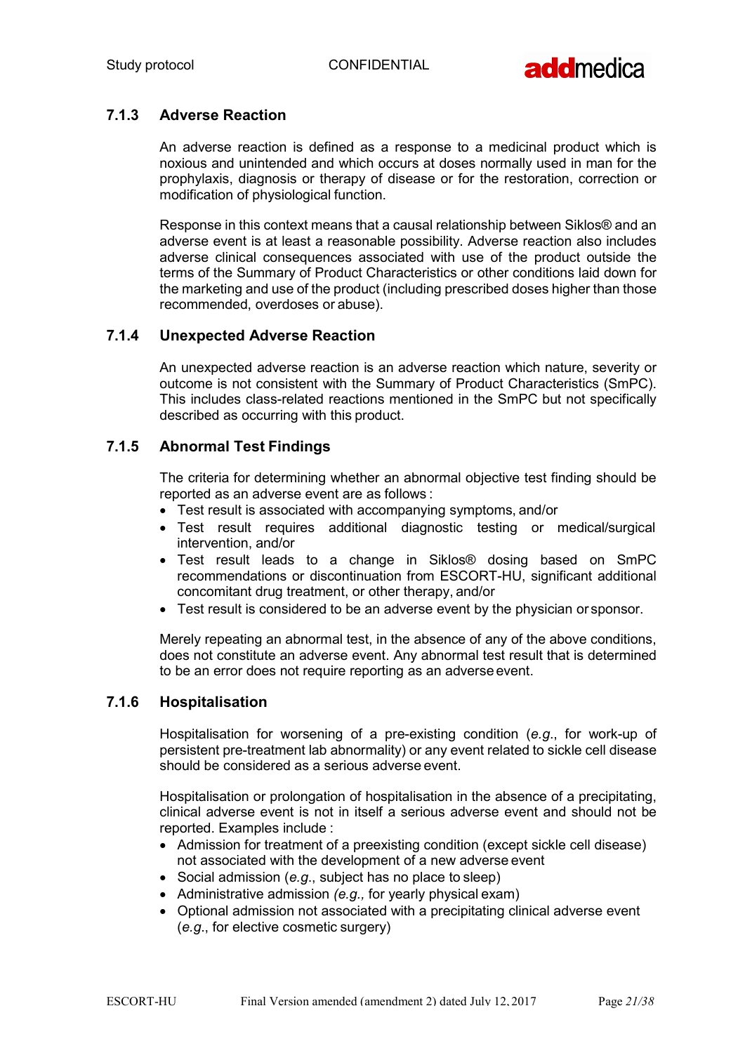### 7.1.3 Adverse Reaction

An adverse reaction is defined as a response to a medicinal product which is noxious and unintended and which occurs at doses normally used in man for the prophylaxis, diagnosis or therapy of disease or for the restoration, correction or modification of physiological function.

Response in this context means that a causal relationship between Siklos® and an adverse event is at least a reasonable possibility. Adverse reaction also includes adverse clinical consequences associated with use of the product outside the terms of the Summary of Product Characteristics or other conditions laid down for the marketing and use of the product (including prescribed doses higher than those recommended, overdoses or abuse).

### 7.1.4 Unexpected Adverse Reaction

An unexpected adverse reaction is an adverse reaction which nature, severity or outcome is not consistent with the Summary of Product Characteristics (SmPC). This includes class-related reactions mentioned in the SmPC but not specifically described as occurring with this product.

### 7.1.5 Abnormal Test Findings

The criteria for determining whether an abnormal objective test finding should be reported as an adverse event are as follows :

- Test result is associated with accompanying symptoms, and/or
- Test result requires additional diagnostic testing or medical/surgical intervention, and/or
- Test result leads to a change in Siklos® dosing based on SmPC recommendations or discontinuation from ESCORT-HU, significant additional concomitant drug treatment, or other therapy, and/or
- Test result is considered to be an adverse event by the physician or sponsor.

Merely repeating an abnormal test, in the absence of any of the above conditions, does not constitute an adverse event. Any abnormal test result that is determined to be an error does not require reporting as an adverse event.

### 7.1.6 Hospitalisation

Hospitalisation for worsening of a pre-existing condition (*e.g.*, for work-up of persistent pre-treatment lab abnormality) or any event related to sickle cell disease should be considered as a serious adverse event.

Hospitalisation or prolongation of hospitalisation in the absence of a precipitating, clinical adverse event is not in itself a serious adverse event and should not be reported. Examples include :

- Admission for treatment of a preexisting condition (except sickle cell disease) not associated with the development of a new adverse event
- Social admission (*e.g.*, subject has no place to sleep)
- Administrative admission *(e.g.,* for yearly physical exam)
- Optional admission not associated with a precipitating clinical adverse event (*e.g.*, for elective cosmetic surgery)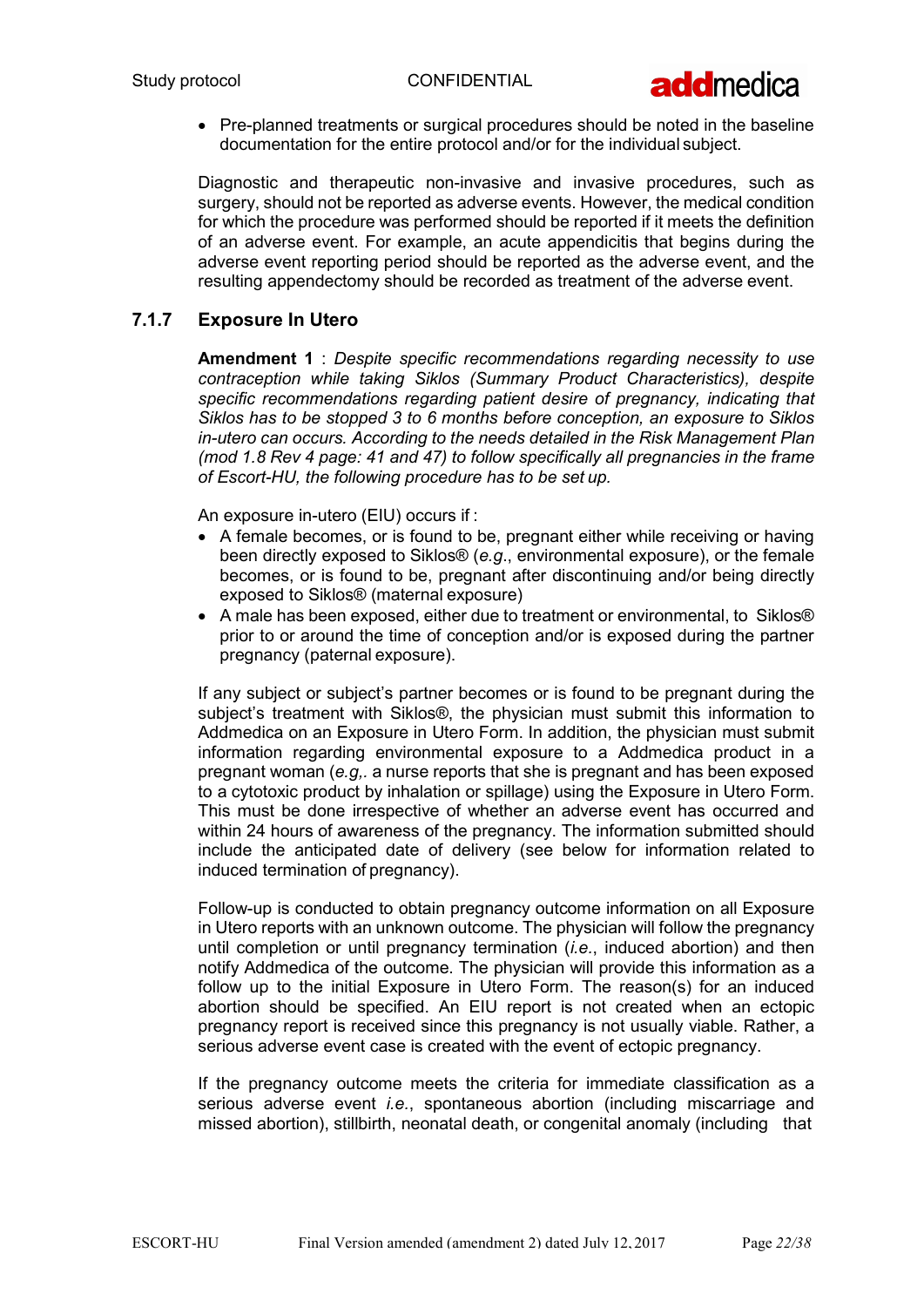- Pre-planned treatments or surgical procedures should be noted in the baseline documentation for the entire protocol and/or for the individual subject.

Diagnostic and therapeutic non-invasive and invasive procedures, such as surgery, should not be reported as adverse events. However, the medical condition for which the procedure was performed should be reported if it meets the definition of an adverse event. For example, an acute appendicitis that begins during the adverse event reporting period should be reported as the adverse event, and the resulting appendectomy should be recorded as treatment of the adverse event.

### 7.1.7 Exposure In Utero

**Amendment 1** : *Despite specific recommendations regarding necessity to use contraception while taking Siklos (Summary Product Characteristics), despite specific recommendations regarding patient desire of pregnancy, indicating that Siklos has to be stopped 3 to 6 months before conception, an exposure to Siklos in-utero can occurs. According to the needs detailed in the Risk Management Plan (mod 1.8 Rev 4 page: 41 and 47) to follow specifically all pregnancies in the frame of Escort-HU, the following procedure has to be set up.*

An exposure in-utero (EIU) occurs if :

- A female becomes, or is found to be, pregnant either while receiving or having been directly exposed to Siklos® (*e.g*., environmental exposure), or the female becomes, or is found to be, pregnant after discontinuing and/or being directly exposed to Siklos® (maternal exposure)
- A male has been exposed, either due to treatment or environmental, to Siklos® prior to or around the time of conception and/or is exposed during the partner pregnancy (paternal exposure).

If any subject or subject's partner becomes or is found to be pregnant during the subject's treatment with Siklos®, the physician must submit this information to Addmedica on an Exposure in Utero Form. In addition, the physician must submit information regarding environmental exposure to a Addmedica product in a pregnant woman (*e.g,.* a nurse reports that she is pregnant and has been exposed to a cytotoxic product by inhalation or spillage) using the Exposure in Utero Form. This must be done irrespective of whether an adverse event has occurred and within 24 hours of awareness of the pregnancy. The information submitted should include the anticipated date of delivery (see below for information related to induced termination of pregnancy).

Follow-up is conducted to obtain pregnancy outcome information on all Exposure in Utero reports with an unknown outcome. The physician will follow the pregnancy until completion or until pregnancy termination (*i.e.*, induced abortion) and then notify Addmedica of the outcome. The physician will provide this information as a follow up to the initial Exposure in Utero Form. The reason(s) for an induced abortion should be specified. An EIU report is not created when an ectopic pregnancy report is received since this pregnancy is not usually viable. Rather, a serious adverse event case is created with the event of ectopic pregnancy.

If the pregnancy outcome meets the criteria for immediate classification as a serious adverse event *i.e.*, spontaneous abortion (including miscarriage and missed abortion), stillbirth, neonatal death, or congenital anomaly (including that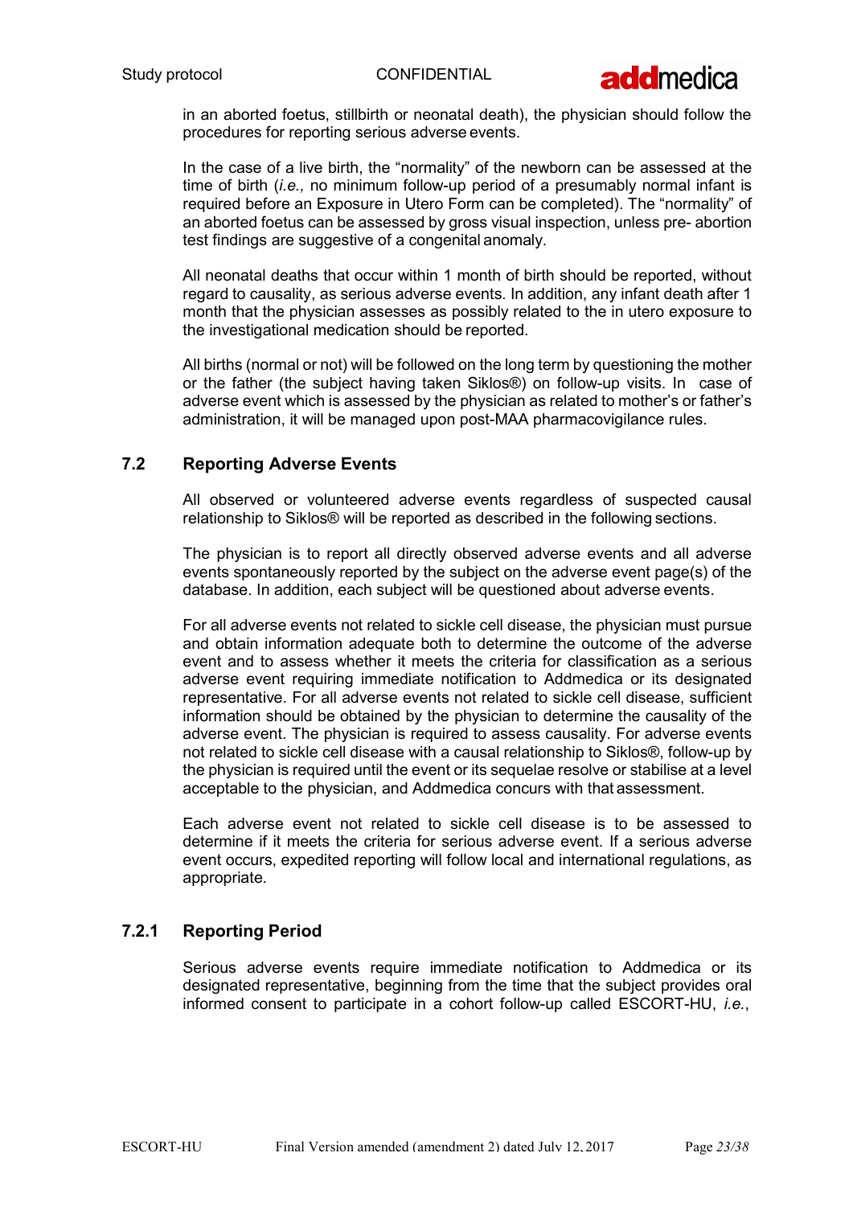in an aborted foetus, stillbirth or neonatal death), the physician should follow the procedures for reporting serious adverse events.

In the case of a live birth, the "normality" of the newborn can be assessed at the time of birth (*i.e.,* no minimum follow-up period of a presumably normal infant is required before an Exposure in Utero Form can be completed). The "normality" of an aborted foetus can be assessed by gross visual inspection, unless pre- abortion test findings are suggestive of a congenital anomaly.

All neonatal deaths that occur within 1 month of birth should be reported, without regard to causality, as serious adverse events. In addition, any infant death after 1 month that the physician assesses as possibly related to the in utero exposure to the investigational medication should be reported.

All births (normal or not) will be followed on the long term by questioning the mother or the father (the subject having taken Siklos®) on follow-up visits. In case of adverse event which is assessed by the physician as related to mother's or father's administration, it will be managed upon post-MAA pharmacovigilance rules.

## 7.2 Reporting Adverse Events

All observed or volunteered adverse events regardless of suspected causal relationship to Siklos® will be reported as described in the following sections.

The physician is to report all directly observed adverse events and all adverse events spontaneously reported by the subject on the adverse event page(s) of the database. In addition, each subject will be questioned about adverse events.

For all adverse events not related to sickle cell disease, the physician must pursue and obtain information adequate both to determine the outcome of the adverse event and to assess whether it meets the criteria for classification as a serious adverse event requiring immediate notification to Addmedica or its designated representative. For all adverse events not related to sickle cell disease, sufficient information should be obtained by the physician to determine the causality of the adverse event. The physician is required to assess causality. For adverse events not related to sickle cell disease with a causal relationship to Siklos®, follow-up by the physician is required until the event or its sequelae resolve or stabilise at a level acceptable to the physician, and Addmedica concurs with that assessment.

Each adverse event not related to sickle cell disease is to be assessed to determine if it meets the criteria for serious adverse event. If a serious adverse event occurs, expedited reporting will follow local and international regulations, as appropriate.

### 7.2.1 Reporting Period

Serious adverse events require immediate notification to Addmedica or its designated representative, beginning from the time that the subject provides oral informed consent to participate in a cohort follow-up called ESCORT-HU, *i.e.*,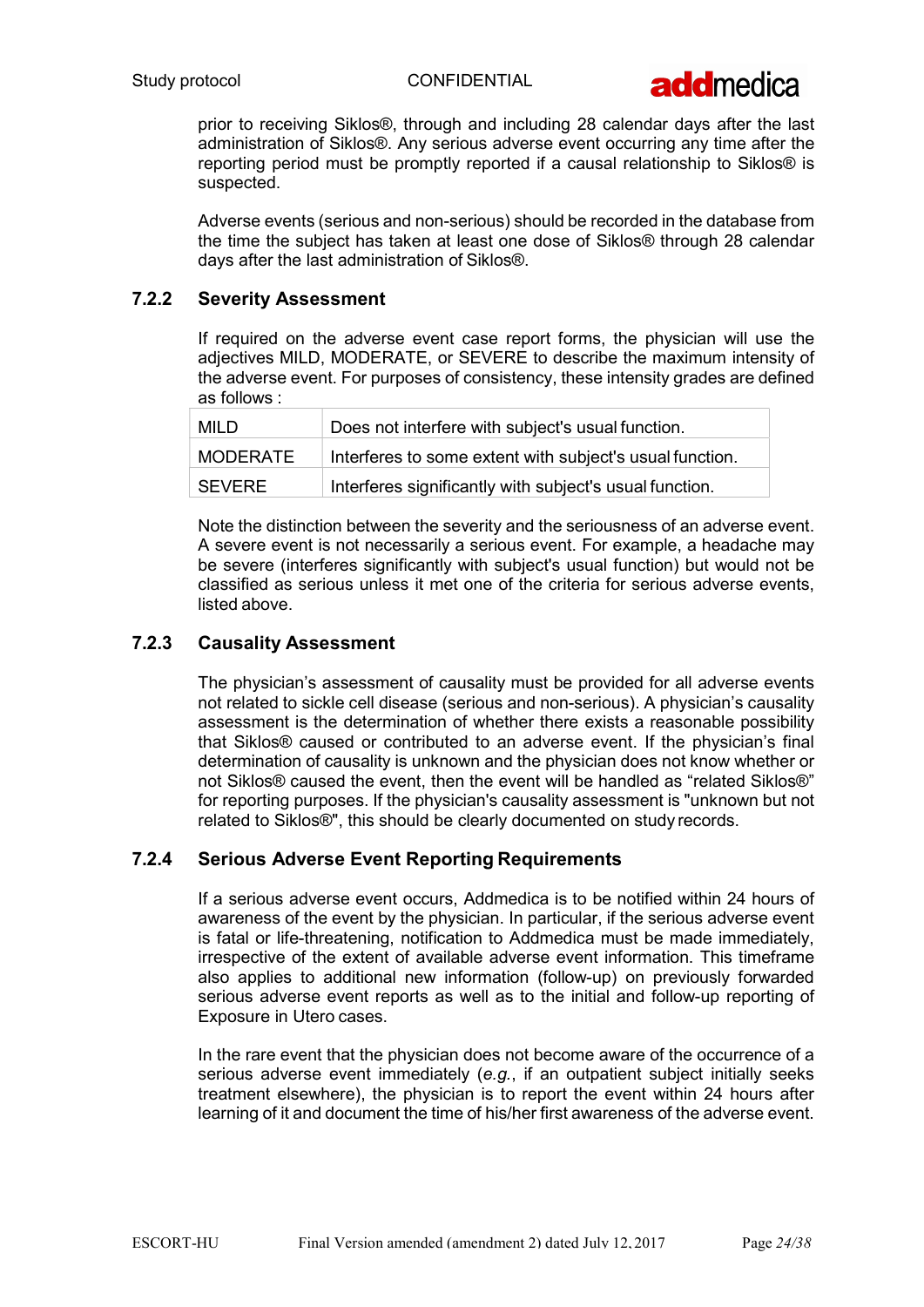prior to receiving Siklos®, through and including 28 calendar days after the last administration of Siklos®. Any serious adverse event occurring any time after the reporting period must be promptly reported if a causal relationship to Siklos® is suspected.

Adverse events (serious and non-serious) should be recorded in the database from the time the subject has taken at least one dose of Siklos® through 28 calendar days after the last administration of Siklos®.

### 7.2.2 Severity Assessment

If required on the adverse event case report forms, the physician will use the adjectives MILD, MODERATE, or SEVERE to describe the maximum intensity of the adverse event. For purposes of consistency, these intensity grades are defined as follows :

| | |
|---|---|
| MILD | Does not interfere with subject's usual function. |
| MODERATE | Interferes to some extent with subject's usual function. |
| SEVERE | Interferes significantly with subject's usual function. |

Note the distinction between the severity and the seriousness of an adverse event. A severe event is not necessarily a serious event. For example, a headache may be severe (interferes significantly with subject's usual function) but would not be classified as serious unless it met one of the criteria for serious adverse events, listed above.

### 7.2.3 Causality Assessment

The physician's assessment of causality must be provided for all adverse events not related to sickle cell disease (serious and non-serious). A physician's causality assessment is the determination of whether there exists a reasonable possibility that Siklos® caused or contributed to an adverse event. If the physician's final determination of causality is unknown and the physician does not know whether or not Siklos® caused the event, then the event will be handled as "related Siklos®" for reporting purposes. If the physician's causality assessment is "unknown but not related to Siklos®", this should be clearly documented on study records.

### 7.2.4 Serious Adverse Event Reporting Requirements

If a serious adverse event occurs, Addmedica is to be notified within 24 hours of awareness of the event by the physician. In particular, if the serious adverse event is fatal or life-threatening, notification to Addmedica must be made immediately, irrespective of the extent of available adverse event information. This timeframe also applies to additional new information (follow-up) on previously forwarded serious adverse event reports as well as to the initial and follow-up reporting of Exposure in Utero cases.

In the rare event that the physician does not become aware of the occurrence of a serious adverse event immediately (*e.g.*, if an outpatient subject initially seeks treatment elsewhere), the physician is to report the event within 24 hours after learning of it and document the time of his/her first awareness of the adverse event.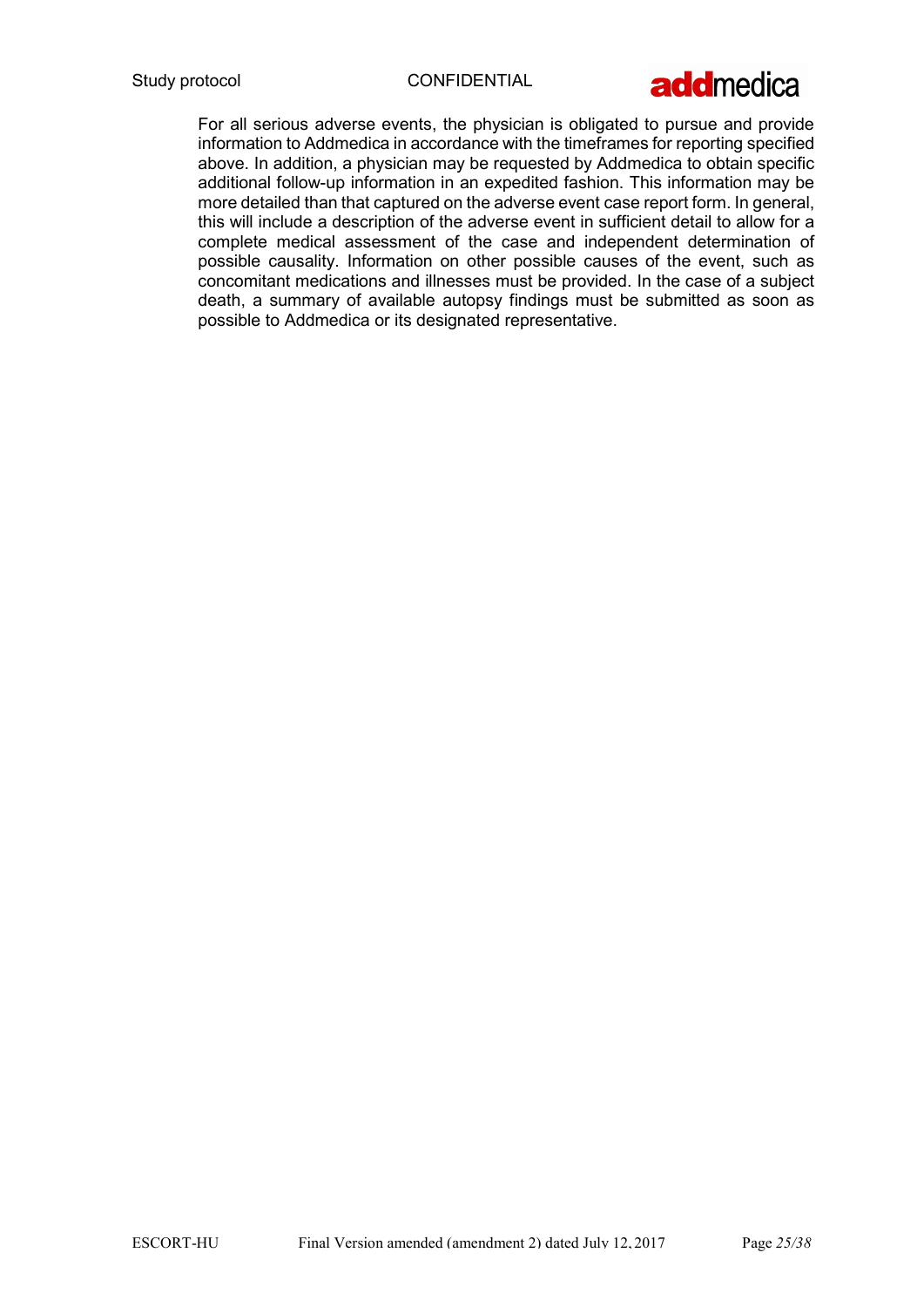For all serious adverse events, the physician is obligated to pursue and provide information to Addmedica in accordance with the timeframes for reporting specified above. In addition, a physician may be requested by Addmedica to obtain specific additional follow-up information in an expedited fashion. This information may be more detailed than that captured on the adverse event case report form. In general, this will include a description of the adverse event in sufficient detail to allow for a complete medical assessment of the case and independent determination of possible causality. Information on other possible causes of the event, such as concomitant medications and illnesses must be provided. In the case of a subject death, a summary of available autopsy findings must be submitted as soon as possible to Addmedica or its designated representative.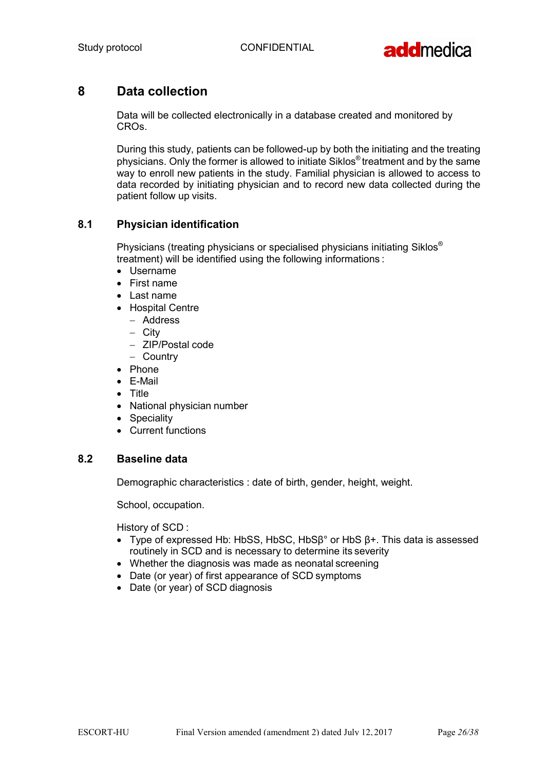# 8 Data collection

Data will be collected electronically in a database created and monitored by CROs.

During this study, patients can be followed-up by both the initiating and the treating physicians. Only the former is allowed to initiate Siklos® treatment and by the same way to enroll new patients in the study. Familial physician is allowed to access to data recorded by initiating physician and to record new data collected during the patient follow up visits.

## 8.1 Physician identification

Physicians (treating physicians or specialised physicians initiating Siklos® treatment) will be identified using the following informations :

- Username
- First name
- Last name
- Hospital Centre
  - Address
  - City
  - ZIP/Postal code
  - Country
- Phone
- E-Mail
- Title
- National physician number
- Speciality
- Current functions

## 8.2 Baseline data

Demographic characteristics : date of birth, gender, height, weight.

School, occupation.

History of SCD :

- Type of expressed Hb: HbSS, HbSC, HbSβ° or HbS β+. This data is assessed routinely in SCD and is necessary to determine its severity
- Whether the diagnosis was made as neonatal screening
- Date (or year) of first appearance of SCD symptoms
- Date (or year) of SCD diagnosis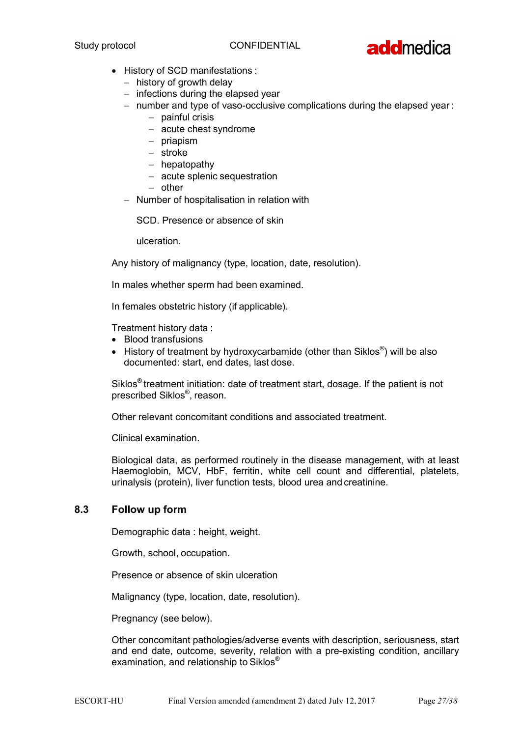- History of SCD manifestations :
  - history of growth delay
  - infections during the elapsed year
  - number and type of vaso-occlusive complications during the elapsed year :
    - painful crisis
    - acute chest syndrome
    - priapism
    - stroke
    - hepatopathy
    - acute splenic sequestration
    - other
  - Number of hospitalisation in relation with

    SCD. Presence or absence of skin

    ulceration.

Any history of malignancy (type, location, date, resolution).

In males whether sperm had been examined.

In females obstetric history (if applicable).

Treatment history data :

- Blood transfusions
- History of treatment by hydroxycarbamide (other than Siklos®) will be also documented: start, end dates, last dose.

Siklos® treatment initiation: date of treatment start, dosage. If the patient is not prescribed Siklos®, reason.

Other relevant concomitant conditions and associated treatment.

Clinical examination.

Biological data, as performed routinely in the disease management, with at least Haemoglobin, MCV, HbF, ferritin, white cell count and differential, platelets, urinalysis (protein), liver function tests, blood urea and creatinine.

## 8.3 Follow up form

Demographic data : height, weight.

Growth, school, occupation.

Presence or absence of skin ulceration

Malignancy (type, location, date, resolution).

Pregnancy (see below).

Other concomitant pathologies/adverse events with description, seriousness, start and end date, outcome, severity, relation with a pre-existing condition, ancillary examination, and relationship to Siklos®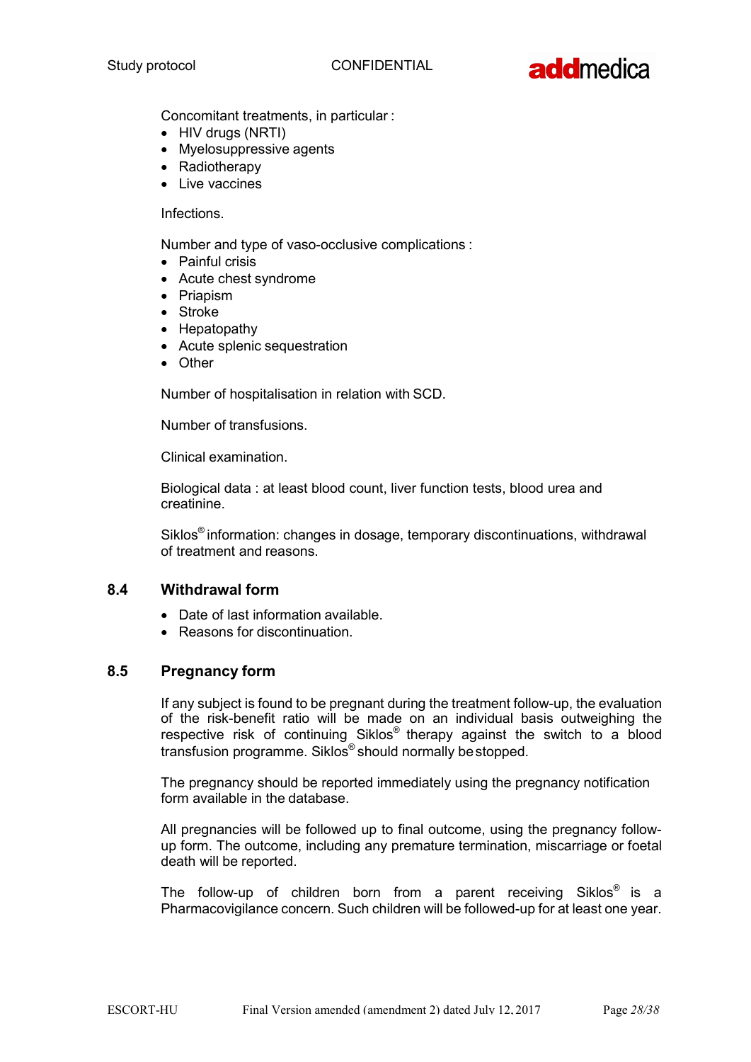Concomitant treatments, in particular :

- HIV drugs (NRTI)
- Myelosuppressive agents
- Radiotherapy
- Live vaccines

Infections.

Number and type of vaso-occlusive complications :

- Painful crisis
- Acute chest syndrome
- Priapism
- Stroke
- Hepatopathy
- Acute splenic sequestration
- Other

Number of hospitalisation in relation with SCD.

Number of transfusions.

Clinical examination.

Biological data : at least blood count, liver function tests, blood urea and creatinine.

Siklos® information: changes in dosage, temporary discontinuations, withdrawal of treatment and reasons.

## 8.4 Withdrawal form

- Date of last information available.
- Reasons for discontinuation.

## 8.5 Pregnancy form

If any subject is found to be pregnant during the treatment follow-up, the evaluation of the risk-benefit ratio will be made on an individual basis outweighing the respective risk of continuing Siklos® therapy against the switch to a blood transfusion programme. Siklos® should normally be stopped.

The pregnancy should be reported immediately using the pregnancy notification form available in the database.

All pregnancies will be followed up to final outcome, using the pregnancy follow-up form. The outcome, including any premature termination, miscarriage or foetal death will be reported.

The follow-up of children born from a parent receiving Siklos® is a Pharmacovigilance concern. Such children will be followed-up for at least one year.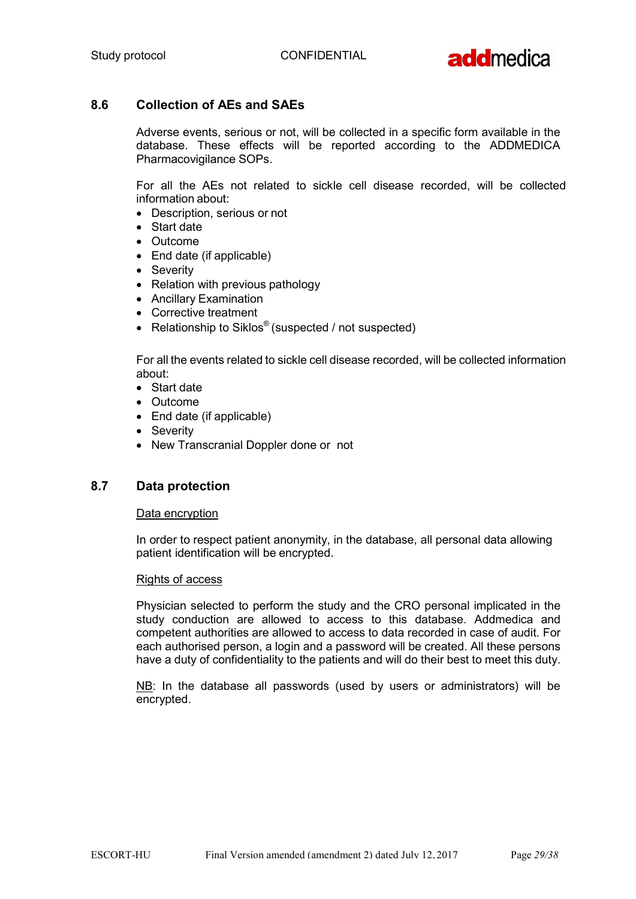## 8.6 Collection of AEs and SAEs

Adverse events, serious or not, will be collected in a specific form available in the database. These effects will be reported according to the ADDMEDICA Pharmacovigilance SOPs.

For all the AEs not related to sickle cell disease recorded, will be collected information about:

- Description, serious or not
- Start date
- Outcome
- End date (if applicable)
- Severity
- Relation with previous pathology
- Ancillary Examination
- Corrective treatment
- Relationship to Siklos® (suspected / not suspected)

For all the events related to sickle cell disease recorded, will be collected information about:

- Start date
- Outcome
- End date (if applicable)
- Severity
- New Transcranial Doppler done or not

## 8.7 Data protection

<u>Data encryption</u>

In order to respect patient anonymity, in the database, all personal data allowing patient identification will be encrypted.

<u>Rights of access</u>

Physician selected to perform the study and the CRO personal implicated in the study conduction are allowed to access to this database. Addmedica and competent authorities are allowed to access to data recorded in case of audit. For each authorised person, a login and a password will be created. All these persons have a duty of confidentiality to the patients and will do their best to meet this duty.

<u>NB</u>: In the database all passwords (used by users or administrators) will be encrypted.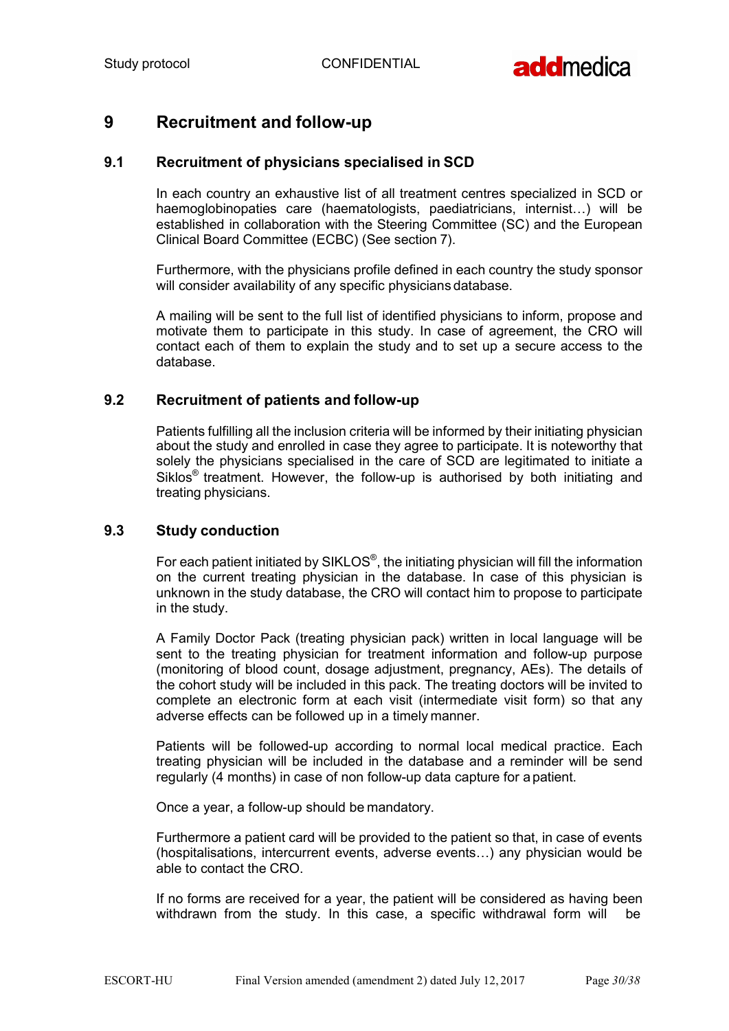# 9 Recruitment and follow-up

## 9.1 Recruitment of physicians specialised in SCD

In each country an exhaustive list of all treatment centres specialized in SCD or haemoglobinopaties care (haematologists, paediatricians, internist…) will be established in collaboration with the Steering Committee (SC) and the European Clinical Board Committee (ECBC) (See section 7).

Furthermore, with the physicians profile defined in each country the study sponsor will consider availability of any specific physicians database.

A mailing will be sent to the full list of identified physicians to inform, propose and motivate them to participate in this study. In case of agreement, the CRO will contact each of them to explain the study and to set up a secure access to the database.

## 9.2 Recruitment of patients and follow-up

Patients fulfilling all the inclusion criteria will be informed by their initiating physician about the study and enrolled in case they agree to participate. It is noteworthy that solely the physicians specialised in the care of SCD are legitimated to initiate a Siklos® treatment. However, the follow-up is authorised by both initiating and treating physicians.

## 9.3 Study conduction

For each patient initiated by SIKLOS®, the initiating physician will fill the information on the current treating physician in the database. In case of this physician is unknown in the study database, the CRO will contact him to propose to participate in the study.

A Family Doctor Pack (treating physician pack) written in local language will be sent to the treating physician for treatment information and follow-up purpose (monitoring of blood count, dosage adjustment, pregnancy, AEs). The details of the cohort study will be included in this pack. The treating doctors will be invited to complete an electronic form at each visit (intermediate visit form) so that any adverse effects can be followed up in a timely manner.

Patients will be followed-up according to normal local medical practice. Each treating physician will be included in the database and a reminder will be send regularly (4 months) in case of non follow-up data capture for a patient.

Once a year, a follow-up should be mandatory.

Furthermore a patient card will be provided to the patient so that, in case of events (hospitalisations, intercurrent events, adverse events…) any physician would be able to contact the CRO.

If no forms are received for a year, the patient will be considered as having been withdrawn from the study. In this case, a specific withdrawal form will be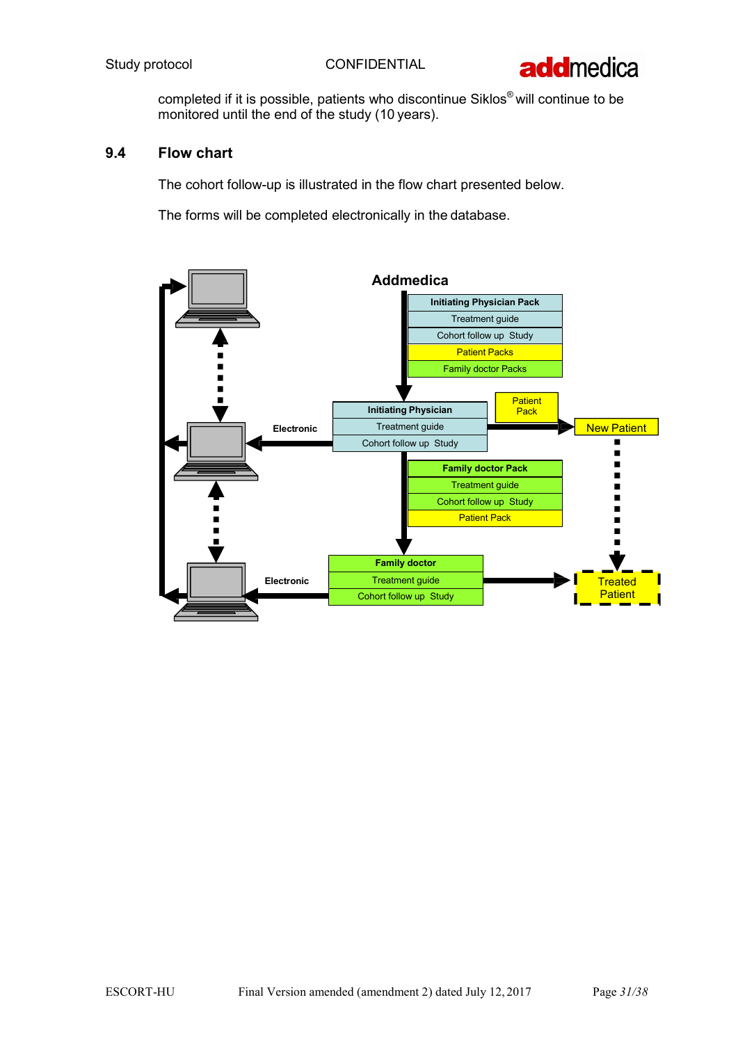completed if it is possible, patients who discontinue Siklos® will continue to be monitored until the end of the study (10 years).

## 9.4 Flow chart

The cohort follow-up is illustrated in the flow chart presented below.

The forms will be completed electronically in the database.

**Addmedica**

| Initiating Physician Pack |
| --- |
| Treatment guide |
| Cohort follow up Study |
| Patient Packs |
| Family doctor Packs |

| Initiating Physician |
| --- |
| Treatment guide |
| Cohort follow up Study |

Patient Pack

New Patient

Electronic

| Family doctor Pack |
| --- |
| Treatment guide |
| Cohort follow up Study |
| Patient Pack |

| Family doctor |
| --- |
| Treatment guide |
| Cohort follow up Study |

Electronic

Treated Patient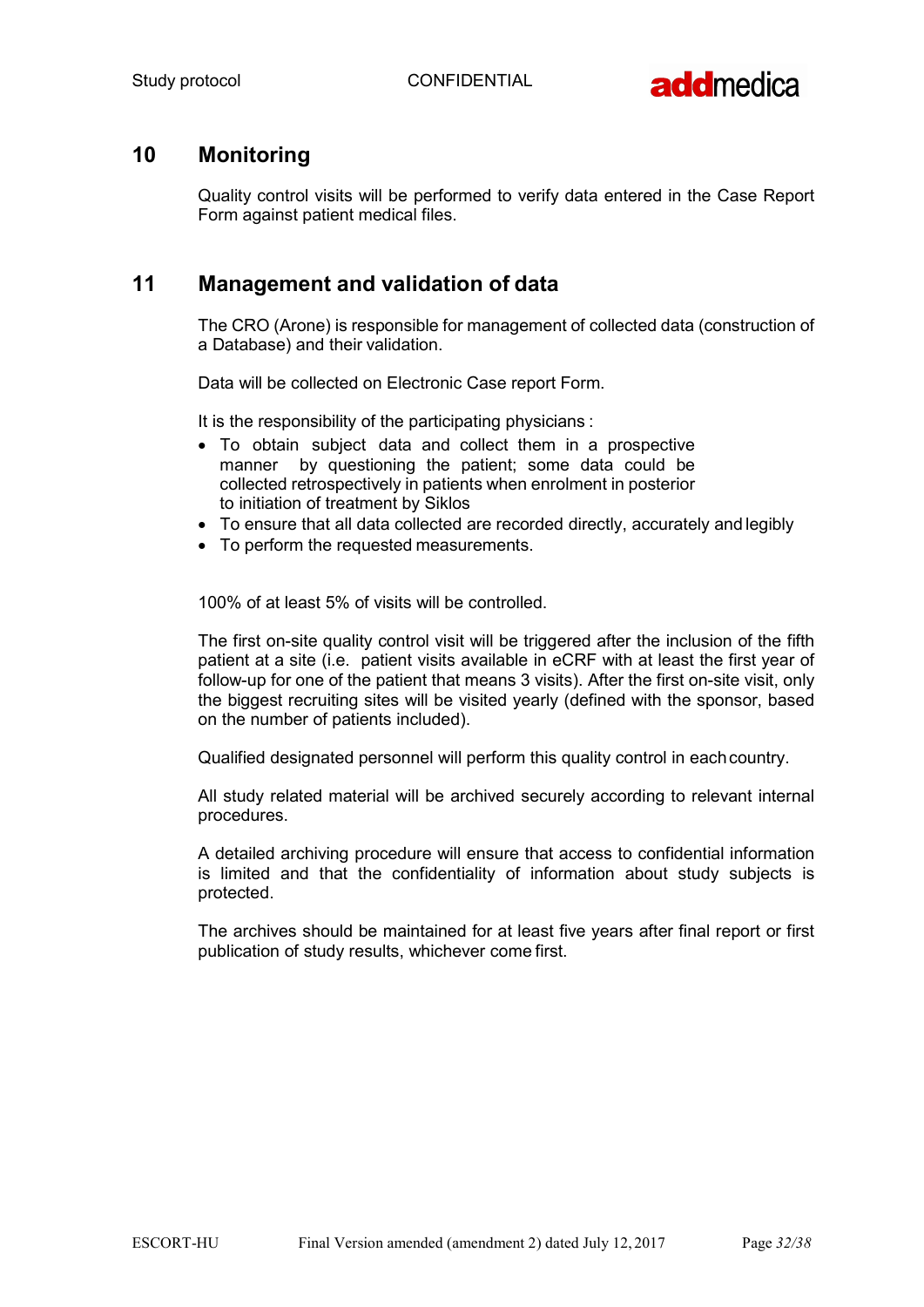# 10 Monitoring

Quality control visits will be performed to verify data entered in the Case Report Form against patient medical files.

# 11 Management and validation of data

The CRO (Arone) is responsible for management of collected data (construction of a Database) and their validation.

Data will be collected on Electronic Case report Form.

It is the responsibility of the participating physicians :

- To obtain subject data and collect them in a prospective manner by questioning the patient; some data could be collected retrospectively in patients when enrolment in posterior to initiation of treatment by Siklos
- To ensure that all data collected are recorded directly, accurately and legibly
- To perform the requested measurements.

100% of at least 5% of visits will be controlled.

The first on-site quality control visit will be triggered after the inclusion of the fifth patient at a site (i.e. patient visits available in eCRF with at least the first year of follow-up for one of the patient that means 3 visits). After the first on-site visit, only the biggest recruiting sites will be visited yearly (defined with the sponsor, based on the number of patients included).

Qualified designated personnel will perform this quality control in each country.

All study related material will be archived securely according to relevant internal procedures.

A detailed archiving procedure will ensure that access to confidential information is limited and that the confidentiality of information about study subjects is protected.

The archives should be maintained for at least five years after final report or first publication of study results, whichever come first.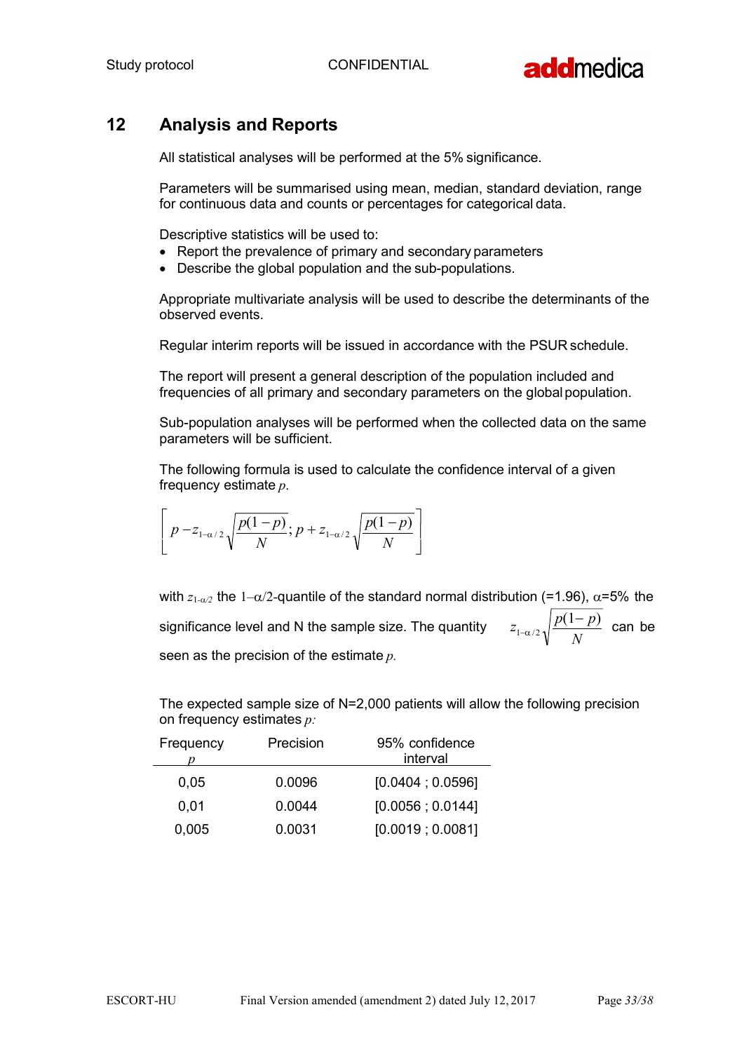## 12 Analysis and Reports

All statistical analyses will be performed at the 5% significance.

Parameters will be summarised using mean, median, standard deviation, range for continuous data and counts or percentages for categorical data.

Descriptive statistics will be used to:

- Report the prevalence of primary and secondary parameters
- Describe the global population and the sub-populations.

Appropriate multivariate analysis will be used to describe the determinants of the observed events.

Regular interim reports will be issued in accordance with the PSUR schedule.

The report will present a general description of the population included and frequencies of all primary and secondary parameters on the global population.

Sub-population analyses will be performed when the collected data on the same parameters will be sufficient.

The following formula is used to calculate the confidence interval of a given frequency estimate $p$.

$$\left[ p - z_{1-\alpha/2}\sqrt{\frac{p(1-p)}{N}} ; p + z_{1-\alpha/2}\sqrt{\frac{p(1-p)}{N}} \right]$$

with $z_{1-\alpha/2}$ the $1-\alpha/2$-quantile of the standard normal distribution (=1.96), $\alpha$=5% the significance level and N the sample size. The quantity $z_{1-\alpha/2}\sqrt{\frac{p(1-p)}{N}}$ can be seen as the precision of the estimate $p$.

The expected sample size of N=2,000 patients will allow the following precision on frequency estimates $p$:

| Frequency $p$ | Precision | 95% confidence interval |
|---|---|---|
| 0,05 | 0.0096 | [0.0404 ; 0.0596] |
| 0,01 | 0.0044 | [0.0056 ; 0.0144] |
| 0,005 | 0.0031 | [0.0019 ; 0.0081] |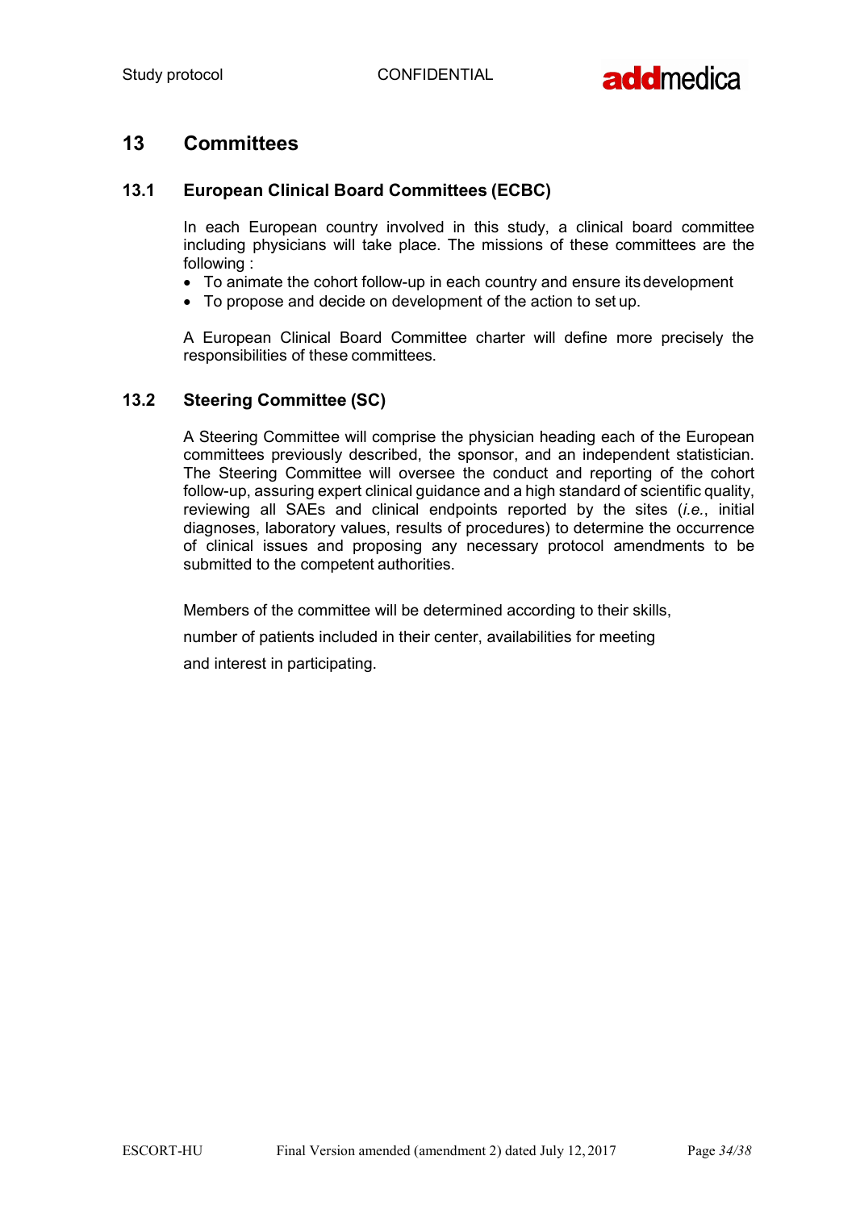# 13 Committees

## 13.1 European Clinical Board Committees (ECBC)

In each European country involved in this study, a clinical board committee including physicians will take place. The missions of these committees are the following :

- To animate the cohort follow-up in each country and ensure its development
- To propose and decide on development of the action to set up.

A European Clinical Board Committee charter will define more precisely the responsibilities of these committees.

## 13.2 Steering Committee (SC)

A Steering Committee will comprise the physician heading each of the European committees previously described, the sponsor, and an independent statistician. The Steering Committee will oversee the conduct and reporting of the cohort follow-up, assuring expert clinical guidance and a high standard of scientific quality, reviewing all SAEs and clinical endpoints reported by the sites (*i.e.*, initial diagnoses, laboratory values, results of procedures) to determine the occurrence of clinical issues and proposing any necessary protocol amendments to be submitted to the competent authorities.

Members of the committee will be determined according to their skills, number of patients included in their center, availabilities for meeting and interest in participating.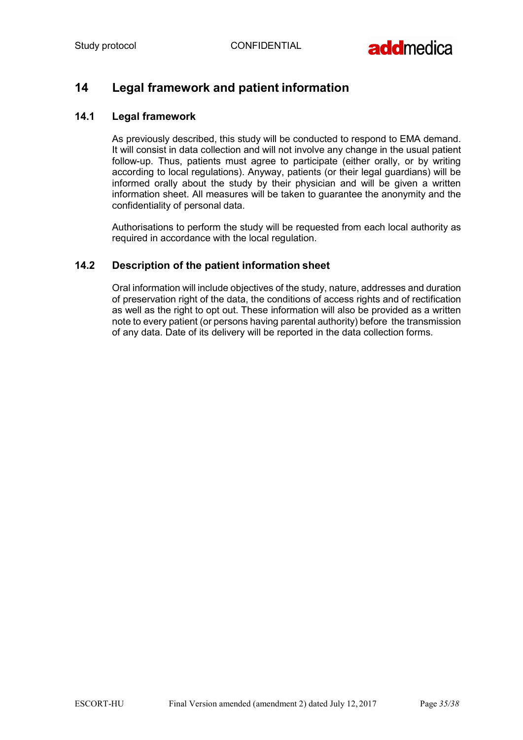# 14 Legal framework and patient information

## 14.1 Legal framework

As previously described, this study will be conducted to respond to EMA demand. It will consist in data collection and will not involve any change in the usual patient follow-up. Thus, patients must agree to participate (either orally, or by writing according to local regulations). Anyway, patients (or their legal guardians) will be informed orally about the study by their physician and will be given a written information sheet. All measures will be taken to guarantee the anonymity and the confidentiality of personal data.

Authorisations to perform the study will be requested from each local authority as required in accordance with the local regulation.

## 14.2 Description of the patient information sheet

Oral information will include objectives of the study, nature, addresses and duration of preservation right of the data, the conditions of access rights and of rectification as well as the right to opt out. These information will also be provided as a written note to every patient (or persons having parental authority) before the transmission of any data. Date of its delivery will be reported in the data collection forms.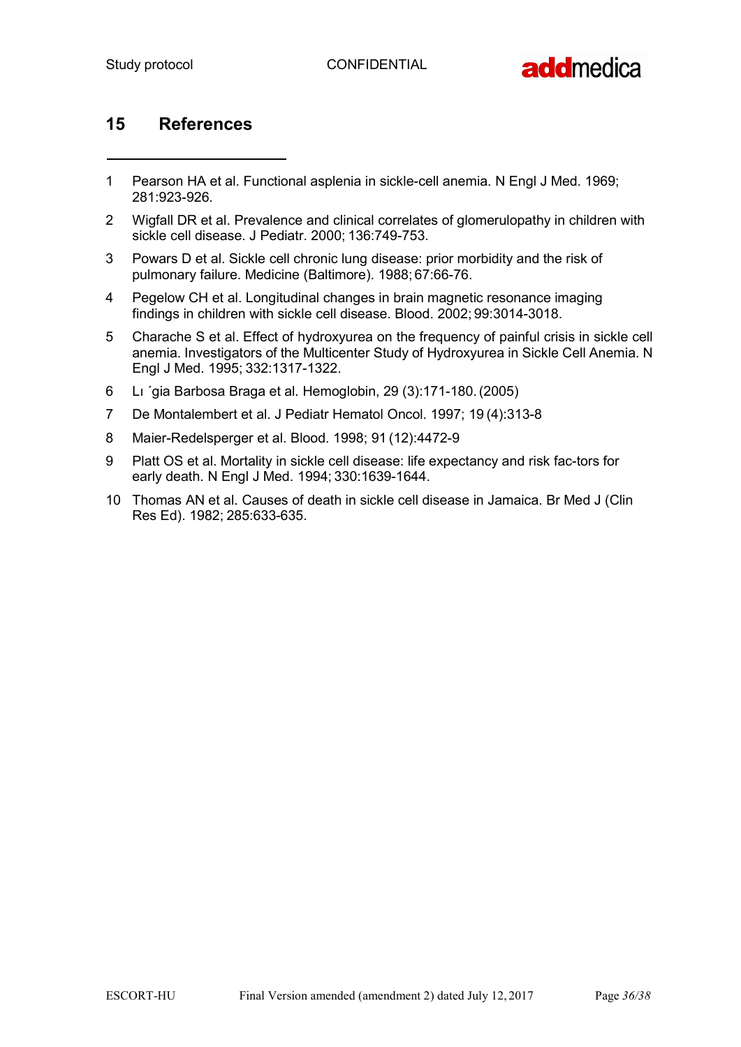# 15 References

1. Pearson HA et al. Functional asplenia in sickle-cell anemia. N Engl J Med. 1969; 281:923-926.
2. Wigfall DR et al. Prevalence and clinical correlates of glomerulopathy in children with sickle cell disease. J Pediatr. 2000; 136:749-753.
3. Powars D et al. Sickle cell chronic lung disease: prior morbidity and the risk of pulmonary failure. Medicine (Baltimore). 1988; 67:66-76.
4. Pegelow CH et al. Longitudinal changes in brain magnetic resonance imaging findings in children with sickle cell disease. Blood. 2002; 99:3014-3018.
5. Charache S et al. Effect of hydroxyurea on the frequency of painful crisis in sickle cell anemia. Investigators of the Multicenter Study of Hydroxyurea in Sickle Cell Anemia. N Engl J Med. 1995; 332:1317-1322.
6. Lı ´gia Barbosa Braga et al. Hemoglobin, 29 (3):171-180. (2005)
7. De Montalembert et al. J Pediatr Hematol Oncol. 1997; 19 (4):313-8
8. Maier-Redelsperger et al. Blood. 1998; 91 (12):4472-9
9. Platt OS et al. Mortality in sickle cell disease: life expectancy and risk fac-tors for early death. N Engl J Med. 1994; 330:1639-1644.
10. Thomas AN et al. Causes of death in sickle cell disease in Jamaica. Br Med J (Clin Res Ed). 1982; 285:633-635.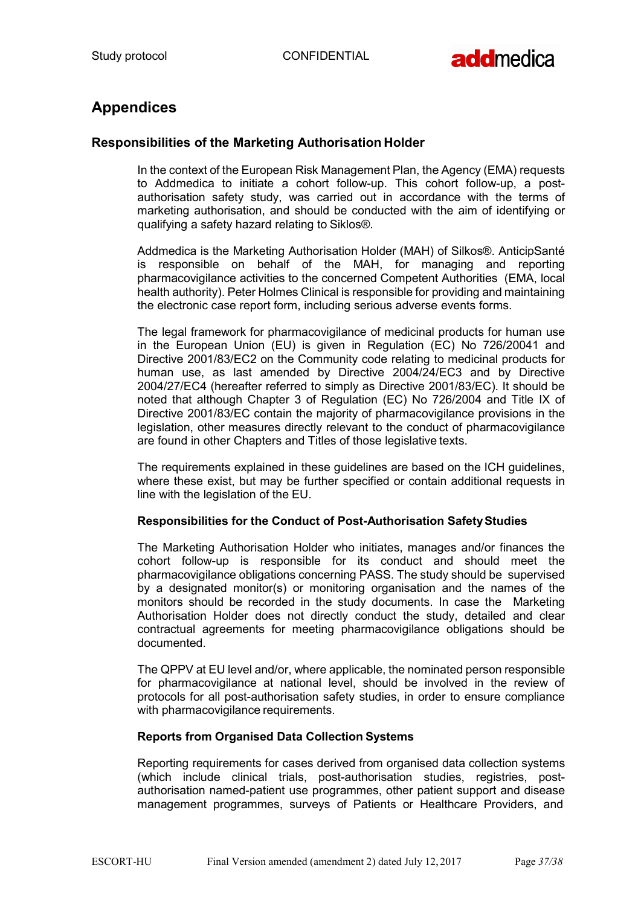# Appendices

## Responsibilities of the Marketing Authorisation Holder

In the context of the European Risk Management Plan, the Agency (EMA) requests to Addmedica to initiate a cohort follow-up. This cohort follow-up, a post-authorisation safety study, was carried out in accordance with the terms of marketing authorisation, and should be conducted with the aim of identifying or qualifying a safety hazard relating to Siklos®.

Addmedica is the Marketing Authorisation Holder (MAH) of Silkos®. AnticipSanté is responsible on behalf of the MAH, for managing and reporting pharmacovigilance activities to the concerned Competent Authorities (EMA, local health authority). Peter Holmes Clinical is responsible for providing and maintaining the electronic case report form, including serious adverse events forms.

The legal framework for pharmacovigilance of medicinal products for human use in the European Union (EU) is given in Regulation (EC) No 726/20041 and Directive 2001/83/EC2 on the Community code relating to medicinal products for human use, as last amended by Directive 2004/24/EC3 and by Directive 2004/27/EC4 (hereafter referred to simply as Directive 2001/83/EC). It should be noted that although Chapter 3 of Regulation (EC) No 726/2004 and Title IX of Directive 2001/83/EC contain the majority of pharmacovigilance provisions in the legislation, other measures directly relevant to the conduct of pharmacovigilance are found in other Chapters and Titles of those legislative texts.

The requirements explained in these guidelines are based on the ICH guidelines, where these exist, but may be further specified or contain additional requests in line with the legislation of the EU.

### Responsibilities for the Conduct of Post-Authorisation Safety Studies

The Marketing Authorisation Holder who initiates, manages and/or finances the cohort follow-up is responsible for its conduct and should meet the pharmacovigilance obligations concerning PASS. The study should be supervised by a designated monitor(s) or monitoring organisation and the names of the monitors should be recorded in the study documents. In case the Marketing Authorisation Holder does not directly conduct the study, detailed and clear contractual agreements for meeting pharmacovigilance obligations should be documented.

The QPPV at EU level and/or, where applicable, the nominated person responsible for pharmacovigilance at national level, should be involved in the review of protocols for all post-authorisation safety studies, in order to ensure compliance with pharmacovigilance requirements.

### Reports from Organised Data Collection Systems

Reporting requirements for cases derived from organised data collection systems (which include clinical trials, post-authorisation studies, registries, post-authorisation named-patient use programmes, other patient support and disease management programmes, surveys of Patients or Healthcare Providers, and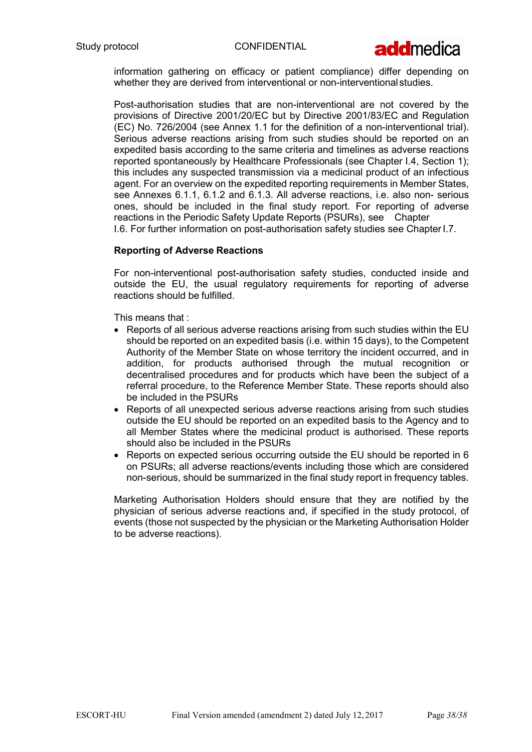information gathering on efficacy or patient compliance) differ depending on whether they are derived from interventional or non-interventional studies.

Post-authorisation studies that are non-interventional are not covered by the provisions of Directive 2001/20/EC but by Directive 2001/83/EC and Regulation (EC) No. 726/2004 (see Annex 1.1 for the definition of a non-interventional trial). Serious adverse reactions arising from such studies should be reported on an expedited basis according to the same criteria and timelines as adverse reactions reported spontaneously by Healthcare Professionals (see Chapter I.4, Section 1); this includes any suspected transmission via a medicinal product of an infectious agent. For an overview on the expedited reporting requirements in Member States, see Annexes 6.1.1, 6.1.2 and 6.1.3. All adverse reactions, i.e. also non- serious ones, should be included in the final study report. For reporting of adverse reactions in the Periodic Safety Update Reports (PSURs), see Chapter I.6. For further information on post-authorisation safety studies see Chapter I.7.

**Reporting of Adverse Reactions**

For non-interventional post-authorisation safety studies, conducted inside and outside the EU, the usual regulatory requirements for reporting of adverse reactions should be fulfilled.

This means that :

- Reports of all serious adverse reactions arising from such studies within the EU should be reported on an expedited basis (i.e. within 15 days), to the Competent Authority of the Member State on whose territory the incident occurred, and in addition, for products authorised through the mutual recognition or decentralised procedures and for products which have been the subject of a referral procedure, to the Reference Member State. These reports should also be included in the PSURs
- Reports of all unexpected serious adverse reactions arising from such studies outside the EU should be reported on an expedited basis to the Agency and to all Member States where the medicinal product is authorised. These reports should also be included in the PSURs
- Reports on expected serious occurring outside the EU should be reported in 6 on PSURs; all adverse reactions/events including those which are considered non-serious, should be summarized in the final study report in frequency tables.

Marketing Authorisation Holders should ensure that they are notified by the physician of serious adverse reactions and, if specified in the study protocol, of events (those not suspected by the physician or the Marketing Authorisation Holder to be adverse reactions).